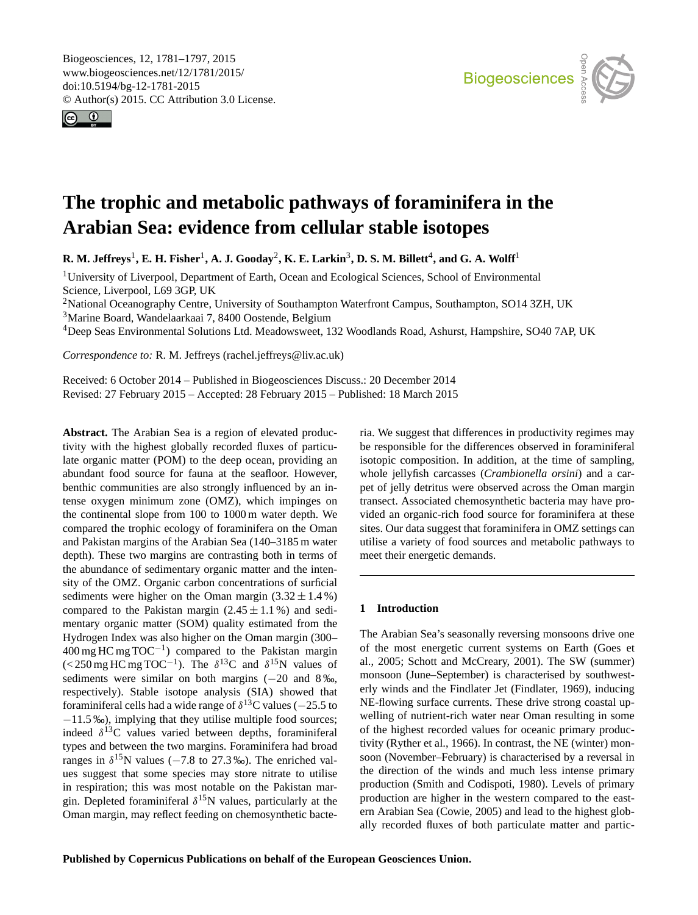# The trophic and metabolic pathways of foraminifera in the Arabian Sea: evidence from cellular stable isotopes

**R. M. Jeffreys[1], E. H. Fisher[1], A. J. Gooday[2], K. E. Larkin[3], D. S. M. Billett[4], and G. A. Wolff[1]**

[1]University of Liverpool, Department of Earth, Ocean and Ecological Sciences, School of Environmental Science, Liverpool, L69 3GP, UK

[2]National Oceanography Centre, University of Southampton Waterfront Campus, Southampton, SO14 3ZH, UK

[3]Marine Board, Wandelaarkaai 7, 8400 Oostende, Belgium

[4]Deep Seas Environmental Solutions Ltd. Meadowsweet, 132 Woodlands Road, Ashurst, Hampshire, SO40 7AP, UK

*Correspondence to:* R. M. Jeffreys (rachel.jeffreys@liv.ac.uk)

Received: 6 October 2014 – Published in Biogeosciences Discuss.: 20 December 2014
Revised: 27 February 2015 – Accepted: 28 February 2015 – Published: 18 March 2015

**Abstract.** The Arabian Sea is a region of elevated productivity with the highest globally recorded fluxes of particulate organic matter (POM) to the deep ocean, providing an abundant food source for fauna at the seafloor. However, benthic communities are also strongly influenced by an intense oxygen minimum zone (OMZ), which impinges on the continental slope from 100 to 1000 m water depth. We compared the trophic ecology of foraminifera on the Oman and Pakistan margins of the Arabian Sea (140–3185 m water depth). These two margins are contrasting both in terms of the abundance of sedimentary organic matter and the intensity of the OMZ. Organic carbon concentrations of surficial sediments were higher on the Oman margin ($3.32 \pm 1.4$ %) compared to the Pakistan margin ($2.45 \pm 1.1$ %) and sedimentary organic matter (SOM) quality estimated from the Hydrogen Index was also higher on the Oman margin (300–400 mg HC mg $TOC^{-1}$) compared to the Pakistan margin (< 250 mg HC mg $TOC^{-1}$). The $\delta^{13}C$ and $\delta^{15}N$ values of sediments were similar on both margins (−20 and 8 ‰, respectively). Stable isotope analysis (SIA) showed that foraminiferal cells had a wide range of $\delta^{13}C$ values (−25.5 to −11.5 ‰), implying that they utilise multiple food sources; indeed $\delta^{13}C$ values varied between depths, foraminiferal types and between the two margins. Foraminifera had broad ranges in $\delta^{15}N$ values (−7.8 to 27.3 ‰). The enriched values suggest that some species may store nitrate to utilise in respiration; this was most notable on the Pakistan margin. Depleted foraminiferal $\delta^{15}N$ values, particularly at the Oman margin, may reflect feeding on chemosynthetic bacteria. We suggest that differences in productivity regimes may be responsible for the differences observed in foraminiferal isotopic composition. In addition, at the time of sampling, whole jellyfish carcasses (*Crambionella orsini*) and a carpet of jelly detritus were observed across the Oman margin transect. Associated chemosynthetic bacteria may have provided an organic-rich food source for foraminifera at these sites. Our data suggest that foraminifera in OMZ settings can utilise a variety of food sources and metabolic pathways to meet their energetic demands.

## 1 Introduction

The Arabian Sea's seasonally reversing monsoons drive one of the most energetic current systems on Earth (Goes et al., 2005; Schott and McCreary, 2001). The SW (summer) monsoon (June–September) is characterised by southwesterly winds and the Findlater Jet (Findlater, 1969), inducing NE-flowing surface currents. These drive strong coastal upwelling of nutrient-rich water near Oman resulting in some of the highest recorded values for oceanic primary productivity (Ryther et al., 1966). In contrast, the NE (winter) monsoon (November–February) is characterised by a reversal in the direction of the winds and much less intense primary production (Smith and Codispoti, 1980). Levels of primary production are higher in the western compared to the eastern Arabian Sea (Cowie, 2005) and lead to the highest globally recorded fluxes of both particulate matter and partic-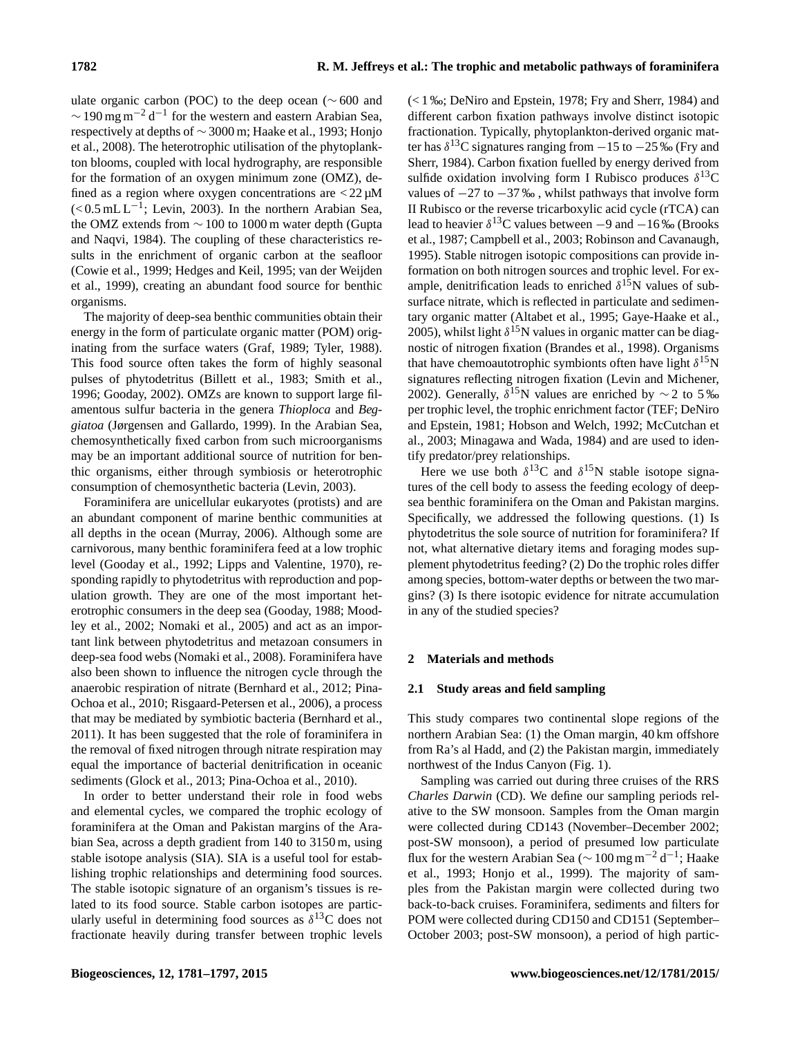ulate organic carbon (POC) to the deep ocean (∼ 600 and ∼ 190 mg m$^{-2}$ d$^{-1}$ for the western and eastern Arabian Sea, respectively at depths of ∼ 3000 m; Haake et al., 1993; Honjo et al., 2008). The heterotrophic utilisation of the phytoplankton blooms, coupled with local hydrography, are responsible for the formation of an oxygen minimum zone (OMZ), defined as a region where oxygen concentrations are < 22 µM (< 0.5 mL L$^{-1}$; Levin, 2003). In the northern Arabian Sea, the OMZ extends from ∼ 100 to 1000 m water depth (Gupta and Naqvi, 1984). The coupling of these characteristics results in the enrichment of organic carbon at the seafloor (Cowie et al., 1999; Hedges and Keil, 1995; van der Weijden et al., 1999), creating an abundant food source for benthic organisms.

The majority of deep-sea benthic communities obtain their energy in the form of particulate organic matter (POM) originating from the surface waters (Graf, 1989; Tyler, 1988). This food source often takes the form of highly seasonal pulses of phytodetritus (Billett et al., 1983; Smith et al., 1996; Gooday, 2002). OMZs are known to support large filamentous sulfur bacteria in the genera *Thioploca* and *Beggiatoa* (Jørgensen and Gallardo, 1999). In the Arabian Sea, chemosynthetically fixed carbon from such microorganisms may be an important additional source of nutrition for benthic organisms, either through symbiosis or heterotrophic consumption of chemosynthetic bacteria (Levin, 2003).

Foraminifera are unicellular eukaryotes (protists) and are an abundant component of marine benthic communities at all depths in the ocean (Murray, 2006). Although some are carnivorous, many benthic foraminifera feed at a low trophic level (Gooday et al., 1992; Lipps and Valentine, 1970), responding rapidly to phytodetritus with reproduction and population growth. They are one of the most important heterotrophic consumers in the deep sea (Gooday, 1988; Moodley et al., 2002; Nomaki et al., 2005) and act as an important link between phytodetritus and metazoan consumers in deep-sea food webs (Nomaki et al., 2008). Foraminifera have also been shown to influence the nitrogen cycle through the anaerobic respiration of nitrate (Bernhard et al., 2012; Pina-Ochoa et al., 2010; Risgaard-Petersen et al., 2006), a process that may be mediated by symbiotic bacteria (Bernhard et al., 2011). It has been suggested that the role of foraminifera in the removal of fixed nitrogen through nitrate respiration may equal the importance of bacterial denitrification in oceanic sediments (Glock et al., 2013; Pina-Ochoa et al., 2010).

In order to better understand their role in food webs and elemental cycles, we compared the trophic ecology of foraminifera at the Oman and Pakistan margins of the Arabian Sea, across a depth gradient from 140 to 3150 m, using stable isotope analysis (SIA). SIA is a useful tool for establishing trophic relationships and determining food sources. The stable isotopic signature of an organism's tissues is related to its food source. Stable carbon isotopes are particularly useful in determining food sources as $\delta^{13}$C does not fractionate heavily during transfer between trophic levels (< 1 ‰; DeNiro and Epstein, 1978; Fry and Sherr, 1984) and different carbon fixation pathways involve distinct isotopic fractionation. Typically, phytoplankton-derived organic matter has $\delta^{13}$C signatures ranging from −15 to −25 ‰ (Fry and Sherr, 1984). Carbon fixation fuelled by energy derived from sulfide oxidation involving form I Rubisco produces $\delta^{13}$C values of −27 to −37 ‰ , whilst pathways that involve form II Rubisco or the reverse tricarboxylic acid cycle (rTCA) can lead to heavier $\delta^{13}$C values between −9 and −16 ‰ (Brooks et al., 1987; Campbell et al., 2003; Robinson and Cavanaugh, 1995). Stable nitrogen isotopic compositions can provide information on both nitrogen sources and trophic level. For example, denitrification leads to enriched $\delta^{15}$N values of subsurface nitrate, which is reflected in particulate and sedimentary organic matter (Altabet et al., 1995; Gaye-Haake et al., 2005), whilst light $\delta^{15}$N values in organic matter can be diagnostic of nitrogen fixation (Brandes et al., 1998). Organisms that have chemoautotrophic symbionts often have light $\delta^{15}$N signatures reflecting nitrogen fixation (Levin and Michener, 2002). Generally, $\delta^{15}$N values are enriched by ∼ 2 to 5 ‰ per trophic level, the trophic enrichment factor (TEF; DeNiro and Epstein, 1981; Hobson and Welch, 1992; McCutchan et al., 2003; Minagawa and Wada, 1984) and are used to identify predator/prey relationships.

Here we use both $\delta^{13}$C and $\delta^{15}$N stable isotope signatures of the cell body to assess the feeding ecology of deep-sea benthic foraminifera on the Oman and Pakistan margins. Specifically, we addressed the following questions. (1) Is phytodetritus the sole source of nutrition for foraminifera? If not, what alternative dietary items and foraging modes supplement phytodetritus feeding? (2) Do the trophic roles differ among species, bottom-water depths or between the two margins? (3) Is there isotopic evidence for nitrate accumulation in any of the studied species?

## 2 Materials and methods

### 2.1 Study areas and field sampling

This study compares two continental slope regions of the northern Arabian Sea: (1) the Oman margin, 40 km offshore from Ra's al Hadd, and (2) the Pakistan margin, immediately northwest of the Indus Canyon (Fig. 1).

Sampling was carried out during three cruises of the RRS *Charles Darwin* (CD). We define our sampling periods relative to the SW monsoon. Samples from the Oman margin were collected during CD143 (November–December 2002; post-SW monsoon), a period of presumed low particulate flux for the western Arabian Sea (∼ 100 mg m$^{-2}$ d$^{-1}$; Haake et al., 1993; Honjo et al., 1999). The majority of samples from the Pakistan margin were collected during two back-to-back cruises. Foraminifera, sediments and filters for POM were collected during CD150 and CD151 (September–October 2003; post-SW monsoon), a period of high partic-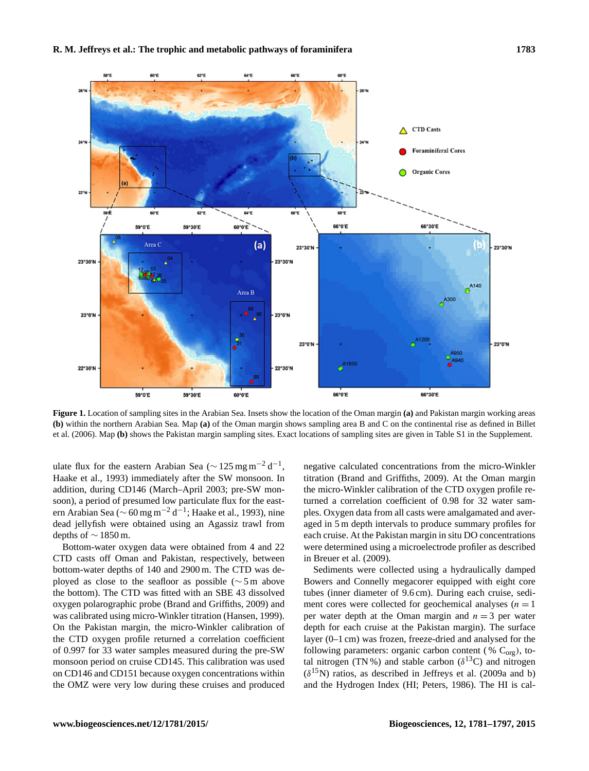**Figure 1.** Location of sampling sites in the Arabian Sea. Insets show the location of the Oman margin **(a)** and Pakistan margin working areas **(b)** within the northern Arabian Sea. Map **(a)** of the Oman margin shows sampling area B and C on the continental rise as defined in Billet et al. (2006). Map **(b)** shows the Pakistan margin sampling sites. Exact locations of sampling sites are given in Table S1 in the Supplement.

ulate flux for the eastern Arabian Sea (~ 125 mg $m^{-2}$ $d^{-1}$, Haake et al., 1993) immediately after the SW monsoon. In addition, during CD146 (March–April 2003; pre-SW monsoon), a period of presumed low particulate flux for the eastern Arabian Sea (~ 60 mg $m^{-2}$ $d^{-1}$; Haake et al., 1993), nine dead jellyfish were obtained using an Agassiz trawl from depths of ~ 1850 m.

Bottom-water oxygen data were obtained from 4 and 22 CTD casts off Oman and Pakistan, respectively, between bottom-water depths of 140 and 2900 m. The CTD was deployed as close to the seafloor as possible (~ 5 m above the bottom). The CTD was fitted with an SBE 43 dissolved oxygen polarographic probe (Brand and Griffiths, 2009) and was calibrated using micro-Winkler titration (Hansen, 1999). On the Pakistan margin, the micro-Winkler calibration of the CTD oxygen profile returned a correlation coefficient of 0.997 for 33 water samples measured during the pre-SW monsoon period on cruise CD145. This calibration was used on CD146 and CD151 because oxygen concentrations within the OMZ were very low during these cruises and produced negative calculated concentrations from the micro-Winkler titration (Brand and Griffiths, 2009). At the Oman margin the micro-Winkler calibration of the CTD oxygen profile returned a correlation coefficient of 0.98 for 32 water samples. Oxygen data from all casts were amalgamated and averaged in 5 m depth intervals to produce summary profiles for each cruise. At the Pakistan margin in situ DO concentrations were determined using a microelectrode profiler as described in Breuer et al. (2009).

Sediments were collected using a hydraulically damped Bowers and Connelly megacorer equipped with eight core tubes (inner diameter of 9.6 cm). During each cruise, sediment cores were collected for geochemical analyses ($n = 1$ per water depth at the Oman margin and $n = 3$ per water depth for each cruise at the Pakistan margin). The surface layer (0–1 cm) was frozen, freeze-dried and analysed for the following parameters: organic carbon content (% $C_{org}$), total nitrogen (TN %) and stable carbon ($\delta^{13}C$) and nitrogen ($\delta^{15}N$) ratios, as described in Jeffreys et al. (2009a and b) and the Hydrogen Index (HI; Peters, 1986). The HI is cal-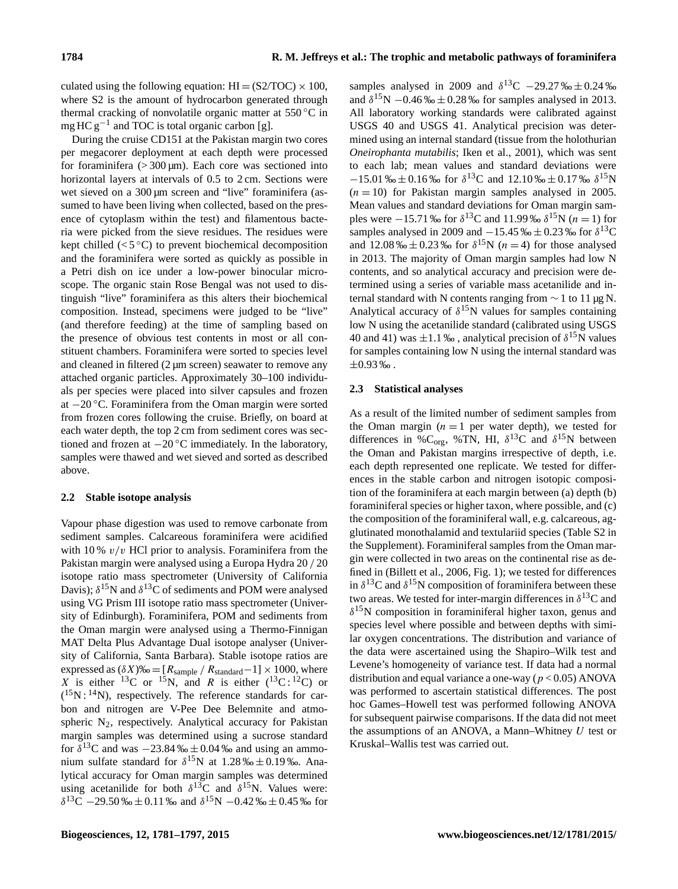culated using the following equation: HI = (S2/TOC) × 100, where S2 is the amount of hydrocarbon generated through thermal cracking of nonvolatile organic matter at 550 °C in mg HC $g^{-1}$ and TOC is total organic carbon [g].

During the cruise CD151 at the Pakistan margin two cores per megacorer deployment at each depth were processed for foraminifera (> 300 µm). Each core was sectioned into horizontal layers at intervals of 0.5 to 2 cm. Sections were wet sieved on a 300 µm screen and "live" foraminifera (assumed to have been living when collected, based on the presence of cytoplasm within the test) and filamentous bacteria were picked from the sieve residues. The residues were kept chilled (< 5 °C) to prevent biochemical decomposition and the foraminifera were sorted as quickly as possible in a Petri dish on ice under a low-power binocular microscope. The organic stain Rose Bengal was not used to distinguish "live" foraminifera as this alters their biochemical composition. Instead, specimens were judged to be "live" (and therefore feeding) at the time of sampling based on the presence of obvious test contents in most or all constituent chambers. Foraminifera were sorted to species level and cleaned in filtered (2 µm screen) seawater to remove any attached organic particles. Approximately 30–100 individuals per species were placed into silver capsules and frozen at −20 °C. Foraminifera from the Oman margin were sorted from frozen cores following the cruise. Briefly, on board at each water depth, the top 2 cm from sediment cores was sectioned and frozen at −20 °C immediately. In the laboratory, samples were thawed and wet sieved and sorted as described above.

### 2.2 Stable isotope analysis

Vapour phase digestion was used to remove carbonate from sediment samples. Calcareous foraminifera were acidified with 10 % $v/v$ HCl prior to analysis. Foraminifera from the Pakistan margin were analysed using a Europa Hydra 20 / 20 isotope ratio mass spectrometer (University of California Davis); $\delta^{15}$N and $\delta^{13}$C of sediments and POM were analysed using VG Prism III isotope ratio mass spectrometer (University of Edinburgh). Foraminifera, POM and sediments from the Oman margin were analysed using a Thermo-Finnigan MAT Delta Plus Advantage Dual isotope analyser (University of California, Santa Barbara). Stable isotope ratios are expressed as $(\delta X)‰ = [R_{\text{sample}} / R_{\text{standard}} - 1] \times 1000$, where $X$ is either $^{13}$C or $^{15}$N, and $R$ is either ($^{13}$C : $^{12}$C) or ($^{15}$N : $^{14}$N), respectively. The reference standards for carbon and nitrogen are V-Pee Dee Belemnite and atmospheric $N_2$, respectively. Analytical accuracy for Pakistan margin samples was determined using a sucrose standard for $\delta^{13}$C and was −23.84 ‰ ± 0.04 ‰ and using an ammonium sulfate standard for $\delta^{15}$N at 1.28 ‰ ± 0.19 ‰. Analytical accuracy for Oman margin samples was determined using acetanilide for both $\delta^{13}$C and $\delta^{15}$N. Values were: $\delta^{13}$C −29.50 ‰ ± 0.11 ‰ and $\delta^{15}$N −0.42 ‰ ± 0.45 ‰ for samples analysed in 2009 and $\delta^{13}$C −29.27 ‰ ± 0.24 ‰ and $\delta^{15}$N −0.46 ‰ ± 0.28 ‰ for samples analysed in 2013. All laboratory working standards were calibrated against USGS 40 and USGS 41. Analytical precision was determined using an internal standard (tissue from the holothurian *Oneirophanta mutabilis*; Iken et al., 2001), which was sent to each lab; mean values and standard deviations were −15.01 ‰ ± 0.16 ‰ for $\delta^{13}$C and 12.10 ‰ ± 0.17 ‰ $\delta^{15}$N ($n = 10$) for Pakistan margin samples analysed in 2005. Mean values and standard deviations for Oman margin samples were −15.71 ‰ for $\delta^{13}$C and 11.99 ‰ $\delta^{15}$N ($n = 1$) for samples analysed in 2009 and −15.45 ‰ ± 0.23 ‰ for $\delta^{13}$C and 12.08 ‰ ± 0.23 ‰ for $\delta^{15}$N ($n = 4$) for those analysed in 2013. The majority of Oman margin samples had low N contents, and so analytical accuracy and precision were determined using a series of variable mass acetanilide and internal standard with N contents ranging from ∼ 1 to 11 µg N. Analytical accuracy of $\delta^{15}$N values for samples containing low N using the acetanilide standard (calibrated using USGS 40 and 41) was ±1.1 ‰ , analytical precision of $\delta^{15}$N values for samples containing low N using the internal standard was ±0.93 ‰ .

### 2.3 Statistical analyses

As a result of the limited number of sediment samples from the Oman margin ($n = 1$ per water depth), we tested for differences in $\%C_{\text{org}}$, %TN, HI, $\delta^{13}$C and $\delta^{15}$N between the Oman and Pakistan margins irrespective of depth, i.e. each depth represented one replicate. We tested for differences in the stable carbon and nitrogen isotopic composition of the foraminifera at each margin between (a) depth (b) foraminiferal species or higher taxon, where possible, and (c) the composition of the foraminiferal wall, e.g. calcareous, agglutinated monothalamid and textulariid species (Table S2 in the Supplement). Foraminiferal samples from the Oman margin were collected in two areas on the continental rise as defined in (Billett et al., 2006, Fig. 1); we tested for differences in $\delta^{13}$C and $\delta^{15}$N composition of foraminifera between these two areas. We tested for inter-margin differences in $\delta^{13}$C and $\delta^{15}$N composition in foraminiferal higher taxon, genus and species level where possible and between depths with similar oxygen concentrations. The distribution and variance of the data were ascertained using the Shapiro–Wilk test and Levene's homogeneity of variance test. If data had a normal distribution and equal variance a one-way ($p < 0.05$) ANOVA was performed to ascertain statistical differences. The post hoc Games–Howell test was performed following ANOVA for subsequent pairwise comparisons. If the data did not meet the assumptions of an ANOVA, a Mann–Whitney $U$ test or Kruskal–Wallis test was carried out.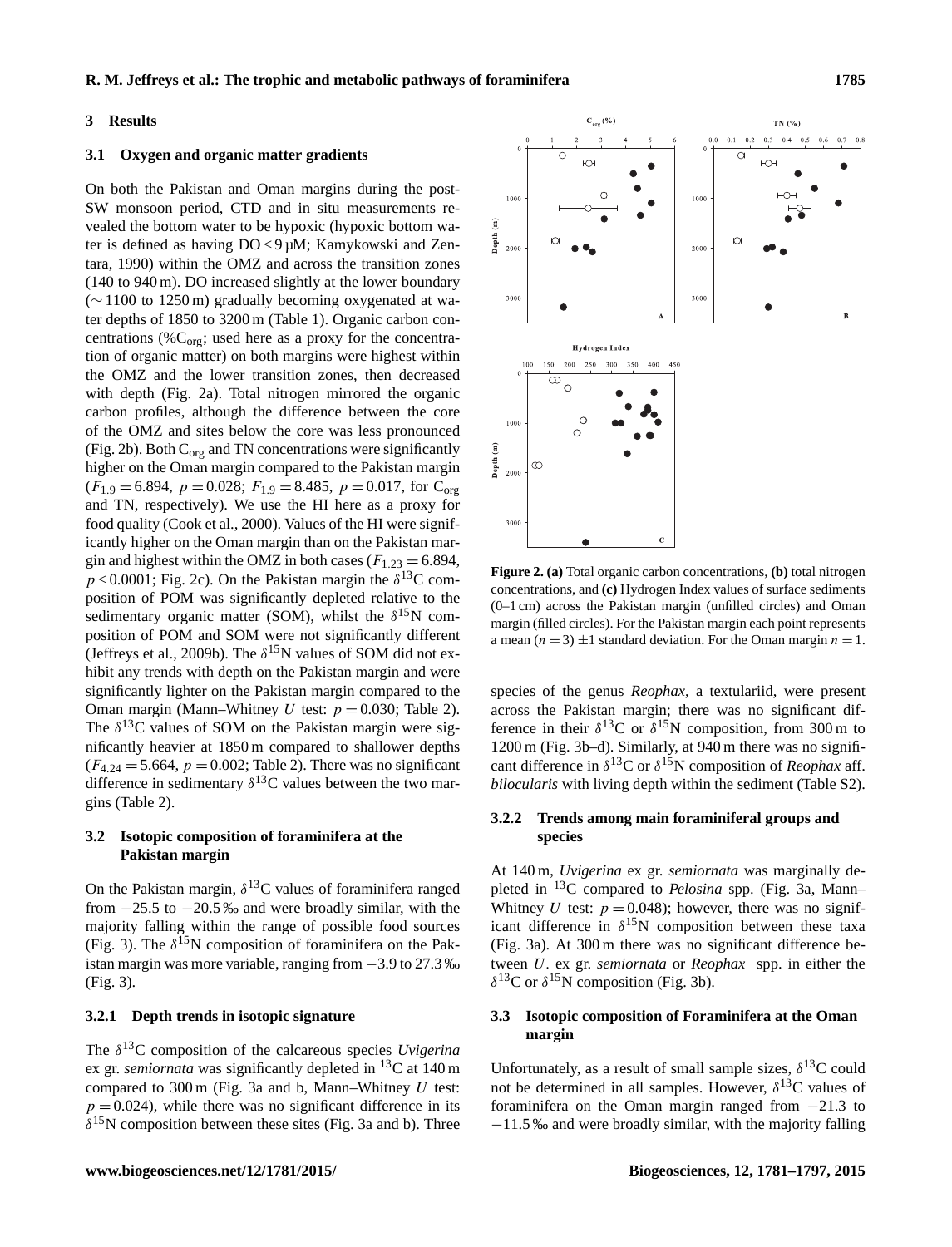## 3 Results

### 3.1 Oxygen and organic matter gradients

On both the Pakistan and Oman margins during the post-SW monsoon period, CTD and in situ measurements revealed the bottom water to be hypoxic (hypoxic bottom water is defined as having DO < 9 µM; Kamykowski and Zentara, 1990) within the OMZ and across the transition zones (140 to 940 m). DO increased slightly at the lower boundary (∼ 1100 to 1250 m) gradually becoming oxygenated at water depths of 1850 to 3200 m (Table 1). Organic carbon concentrations (%$C_{org}$; used here as a proxy for the concentration of organic matter) on both margins were highest within the OMZ and the lower transition zones, then decreased with depth (Fig. 2a). Total nitrogen mirrored the organic carbon profiles, although the difference between the core of the OMZ and sites below the core was less pronounced (Fig. 2b). Both $C_{org}$ and TN concentrations were significantly higher on the Oman margin compared to the Pakistan margin ($F_{1.9} = 6.894$, $p = 0.028$; $F_{1.9} = 8.485$, $p = 0.017$, for $C_{org}$ and TN, respectively). We use the HI here as a proxy for food quality (Cook et al., 2000). Values of the HI were significantly higher on the Oman margin than on the Pakistan margin and highest within the OMZ in both cases ($F_{1.23} = 6.894$, $p < 0.0001$; Fig. 2c). On the Pakistan margin the $\delta^{13}$C composition of POM was significantly depleted relative to the sedimentary organic matter (SOM), whilst the $\delta^{15}$N composition of POM and SOM were not significantly different (Jeffreys et al., 2009b). The $\delta^{15}$N values of SOM did not exhibit any trends with depth on the Pakistan margin and were significantly lighter on the Pakistan margin compared to the Oman margin (Mann–Whitney $U$ test: $p = 0.030$; Table 2). The $\delta^{13}$C values of SOM on the Pakistan margin were significantly heavier at 1850 m compared to shallower depths ($F_{4.24} = 5.664$, $p = 0.002$; Table 2). There was no significant difference in sedimentary $\delta^{13}$C values between the two margins (Table 2).

**Figure 2. (a)** Total organic carbon concentrations, **(b)** total nitrogen concentrations, and **(c)** Hydrogen Index values of surface sediments (0–1 cm) across the Pakistan margin (unfilled circles) and Oman margin (filled circles). For the Pakistan margin each point represents a mean ($n = 3$) ±1 standard deviation. For the Oman margin $n = 1$.

### 3.2 Isotopic composition of foraminifera at the Pakistan margin

On the Pakistan margin, $\delta^{13}$C values of foraminifera ranged from −25.5 to −20.5 ‰ and were broadly similar, with the majority falling within the range of possible food sources (Fig. 3). The $\delta^{15}$N composition of foraminifera on the Pakistan margin was more variable, ranging from −3.9 to 27.3 ‰ (Fig. 3).

#### 3.2.1 Depth trends in isotopic signature

The $\delta^{13}$C composition of the calcareous species *Uvigerina* ex gr. *semiornata* was significantly depleted in $^{13}$C at 140 m compared to 300 m (Fig. 3a and b, Mann–Whitney $U$ test: $p = 0.024$), while there was no significant difference in its $\delta^{15}$N composition between these sites (Fig. 3a and b). Three species of the genus *Reophax*, a textulariid, were present across the Pakistan margin; there was no significant difference in their $\delta^{13}$C or $\delta^{15}$N composition, from 300 m to 1200 m (Fig. 3b–d). Similarly, at 940 m there was no significant difference in $\delta^{13}$C or $\delta^{15}$N composition of *Reophax* aff. *bilocularis* with living depth within the sediment (Table S2).

#### 3.2.2 Trends among main foraminiferal groups and species

At 140 m, *Uvigerina* ex gr. *semiornata* was marginally depleted in $^{13}$C compared to *Pelosina* spp. (Fig. 3a, Mann–Whitney $U$ test: $p = 0.048$); however, there was no significant difference in $\delta^{15}$N composition between these taxa (Fig. 3a). At 300 m there was no significant difference between *U*. ex gr. *semiornata* or *Reophax* spp. in either the $\delta^{13}$C or $\delta^{15}$N composition (Fig. 3b).

### 3.3 Isotopic composition of Foraminifera at the Oman margin

Unfortunately, as a result of small sample sizes, $\delta^{13}$C could not be determined in all samples. However, $\delta^{13}$C values of foraminifera on the Oman margin ranged from −21.3 to −11.5 ‰ and were broadly similar, with the majority falling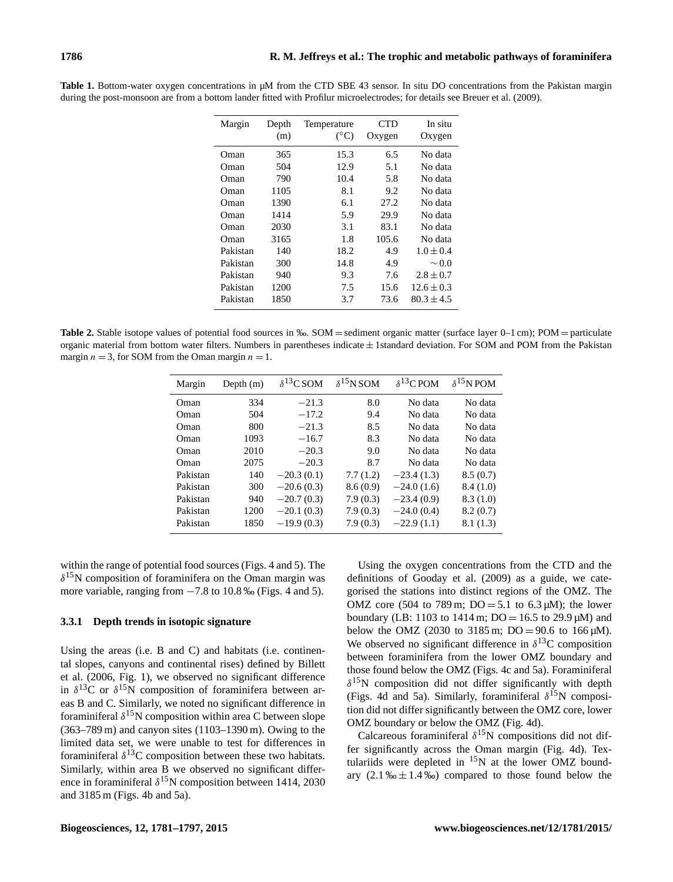**Table 1.** Bottom-water oxygen concentrations in µM from the CTD SBE 43 sensor. In situ DO concentrations from the Pakistan margin during the post-monsoon are from a bottom lander fitted with Profilur microelectrodes; for details see Breuer et al. (2009).

| Margin | Depth (m) | Temperature (°C) | CTD Oxygen | In situ Oxygen |
|---|---|---|---|---|
| Oman | 365 | 15.3 | 6.5 | No data |
| Oman | 504 | 12.9 | 5.1 | No data |
| Oman | 790 | 10.4 | 5.8 | No data |
| Oman | 1105 | 8.1 | 9.2 | No data |
| Oman | 1390 | 6.1 | 27.2 | No data |
| Oman | 1414 | 5.9 | 29.9 | No data |
| Oman | 2030 | 3.1 | 83.1 | No data |
| Oman | 3165 | 1.8 | 105.6 | No data |
| Pakistan | 140 | 18.2 | 4.9 | $1.0 \pm 0.4$ |
| Pakistan | 300 | 14.8 | 4.9 | $\sim 0.0$ |
| Pakistan | 940 | 9.3 | 7.6 | $2.8 \pm 0.7$ |
| Pakistan | 1200 | 7.5 | 15.6 | $12.6 \pm 0.3$ |
| Pakistan | 1850 | 3.7 | 73.6 | $80.3 \pm 4.5$ |

**Table 2.** Stable isotope values of potential food sources in ‰. SOM = sediment organic matter (surface layer 0–1 cm); POM = particulate organic material from bottom water filters. Numbers in parentheses indicate ± 1standard deviation. For SOM and POM from the Pakistan margin $n = 3$, for SOM from the Oman margin $n = 1$.

| Margin | Depth (m) | $\delta^{13}$C SOM | $\delta^{15}$N SOM | $\delta^{13}$C POM | $\delta^{15}$N POM |
|---|---|---|---|---|---|
| Oman | 334 | −21.3 | 8.0 | No data | No data |
| Oman | 504 | −17.2 | 9.4 | No data | No data |
| Oman | 800 | −21.3 | 8.5 | No data | No data |
| Oman | 1093 | −16.7 | 8.3 | No data | No data |
| Oman | 2010 | −20.3 | 9.0 | No data | No data |
| Oman | 2075 | −20.3 | 8.7 | No data | No data |
| Pakistan | 140 | −20.3 (0.1) | 7.7 (1.2) | −23.4 (1.3) | 8.5 (0.7) |
| Pakistan | 300 | −20.6 (0.3) | 8.6 (0.9) | −24.0 (1.6) | 8.4 (1.0) |
| Pakistan | 940 | −20.7 (0.3) | 7.9 (0.3) | −23.4 (0.9) | 8.3 (1.0) |
| Pakistan | 1200 | −20.1 (0.3) | 7.9 (0.3) | −24.0 (0.4) | 8.2 (0.7) |
| Pakistan | 1850 | −19.9 (0.3) | 7.9 (0.3) | −22.9 (1.1) | 8.1 (1.3) |

within the range of potential food sources (Figs. 4 and 5). The $\delta^{15}$N composition of foraminifera on the Oman margin was more variable, ranging from −7.8 to 10.8 ‰ (Figs. 4 and 5).

#### 3.3.1 Depth trends in isotopic signature

Using the areas (i.e. B and C) and habitats (i.e. continental slopes, canyons and continental rises) defined by Billett et al. (2006, Fig. 1), we observed no significant difference in $\delta^{13}$C or $\delta^{15}$N composition of foraminifera between areas B and C. Similarly, we noted no significant difference in foraminiferal $\delta^{15}$N composition within area C between slope (363–789 m) and canyon sites (1103–1390 m). Owing to the limited data set, we were unable to test for differences in foraminiferal $\delta^{13}$C composition between these two habitats. Similarly, within area B we observed no significant difference in foraminiferal $\delta^{15}$N composition between 1414, 2030 and 3185 m (Figs. 4b and 5a).

Using the oxygen concentrations from the CTD and the definitions of Gooday et al. (2009) as a guide, we categorised the stations into distinct regions of the OMZ. The OMZ core (504 to 789 m; DO = 5.1 to 6.3 µM); the lower boundary (LB: 1103 to 1414 m; DO = 16.5 to 29.9 µM) and below the OMZ (2030 to 3185 m; DO = 90.6 to 166 µM). We observed no significant difference in $\delta^{13}$C composition between foraminifera from the lower OMZ boundary and those found below the OMZ (Figs. 4c and 5a). Foraminiferal $\delta^{15}$N composition did not differ significantly with depth (Figs. 4d and 5a). Similarly, foraminiferal $\delta^{15}$N composition did not differ significantly between the OMZ core, lower OMZ boundary or below the OMZ (Fig. 4d).

Calcareous foraminiferal $\delta^{15}$N compositions did not differ significantly across the Oman margin (Fig. 4d). Textulariids were depleted in $^{15}$N at the lower OMZ boundary (2.1 ‰ ± 1.4 ‰) compared to those found below the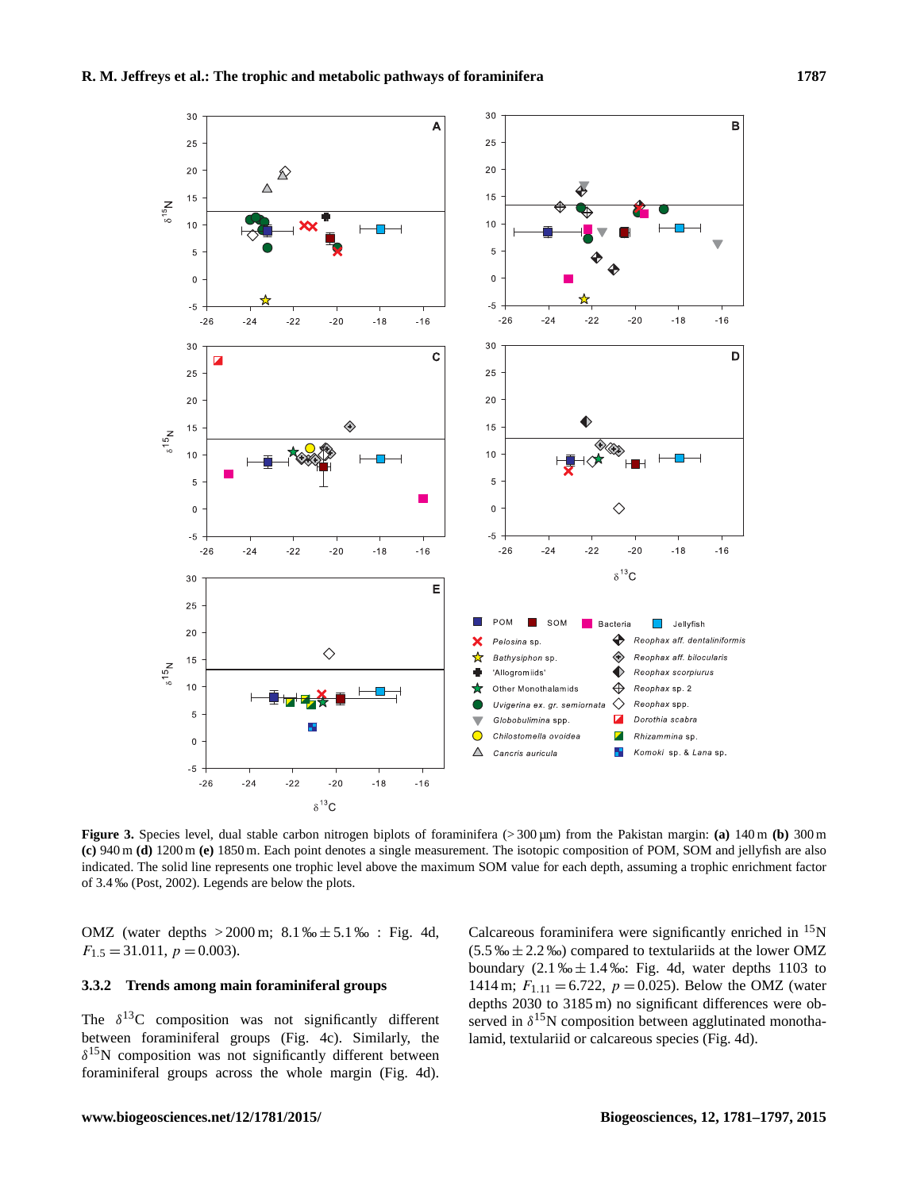**Figure 3.** Species level, dual stable carbon nitrogen biplots of foraminifera (> 300 µm) from the Pakistan margin: **(a)** 140 m **(b)** 300 m **(c)** 940 m **(d)** 1200 m **(e)** 1850 m. Each point denotes a single measurement. The isotopic composition of POM, SOM and jellyfish are also indicated. The solid line represents one trophic level above the maximum SOM value for each depth, assuming a trophic enrichment factor of 3.4 ‰ (Post, 2002). Legends are below the plots.

OMZ (water depths > 2000 m; 8.1 ‰ ± 5.1 ‰ : Fig. 4d, $F_{1.5} = 31.011$, $p = 0.003$).

### 3.3.2 Trends among main foraminiferal groups

The $\delta^{13}$C composition was not significantly different between foraminiferal groups (Fig. 4c). Similarly, the $\delta^{15}$N composition was not significantly different between foraminiferal groups across the whole margin (Fig. 4d). Calcareous foraminifera were significantly enriched in $^{15}$N (5.5 ‰ ± 2.2 ‰) compared to textulariids at the lower OMZ boundary (2.1 ‰ ± 1.4 ‰: Fig. 4d, water depths 1103 to 1414 m; $F_{1.11} = 6.722$, $p = 0.025$). Below the OMZ (water depths 2030 to 3185 m) no significant differences were observed in $\delta^{15}$N composition between agglutinated monothalamid, textulariid or calcareous species (Fig. 4d).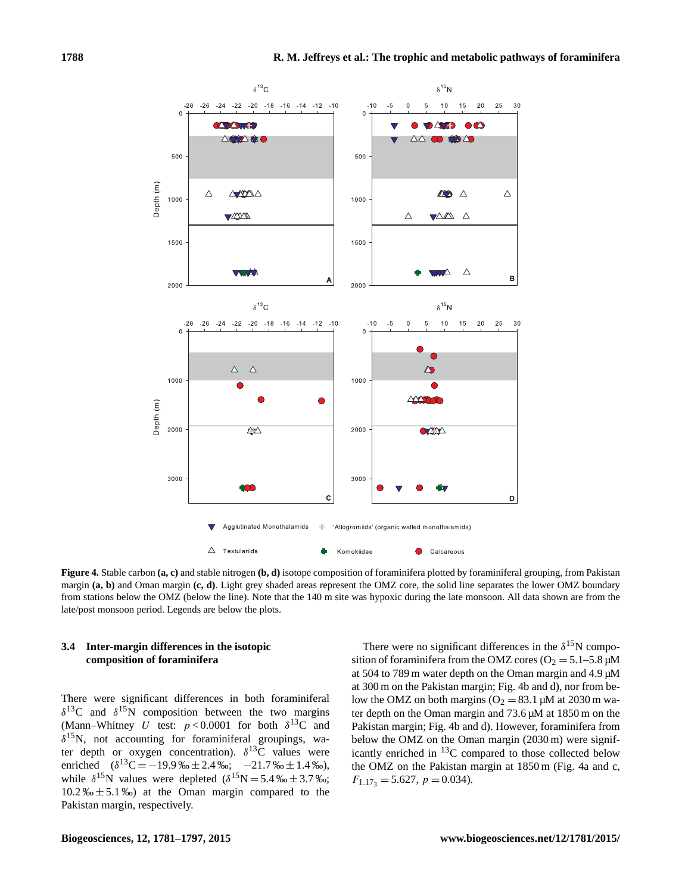**Figure 4.** Stable carbon **(a, c)** and stable nitrogen **(b, d)** isotope composition of foraminifera plotted by foraminiferal grouping, from Pakistan margin **(a, b)** and Oman margin **(c, d)**. Light grey shaded areas represent the OMZ core, the solid line separates the lower OMZ boundary from stations below the OMZ (below the line). Note that the 140 m site was hypoxic during the late monsoon. All data shown are from the late/post monsoon period. Legends are below the plots.

### 3.4 Inter-margin differences in the isotopic composition of foraminifera

There were significant differences in both foraminiferal $\delta^{13}C$ and $\delta^{15}N$ composition between the two margins (Mann–Whitney $U$ test: $p < 0.0001$ for both $\delta^{13}C$ and $\delta^{15}N$, not accounting for foraminiferal groupings, water depth or oxygen concentration). $\delta^{13}C$ values were enriched ($\delta^{13}C = -19.9‰ \pm 2.4‰$; $-21.7‰ \pm 1.4‰$), while $\delta^{15}N$ values were depleted ($\delta^{15}N = 5.4‰ \pm 3.7‰$; $10.2‰ \pm 5.1‰$) at the Oman margin compared to the Pakistan margin, respectively.

There were no significant differences in the $\delta^{15}N$ composition of foraminifera from the OMZ cores ($O_2 = 5.1$–$5.8$ µM at 504 to 789 m water depth on the Oman margin and 4.9 µM at 300 m on the Pakistan margin; Fig. 4b and d), nor from below the OMZ on both margins ($O_2 = 83.1$ µM at 2030 m water depth on the Oman margin and 73.6 µM at 1850 m on the Pakistan margin; Fig. 4b and d). However, foraminifera from below the OMZ on the Oman margin (2030 m) were significantly enriched in $^{13}C$ compared to those collected below the OMZ on the Pakistan margin at 1850 m (Fig. 4a and c, $F_{1.17_3} = 5.627$, $p = 0.034$).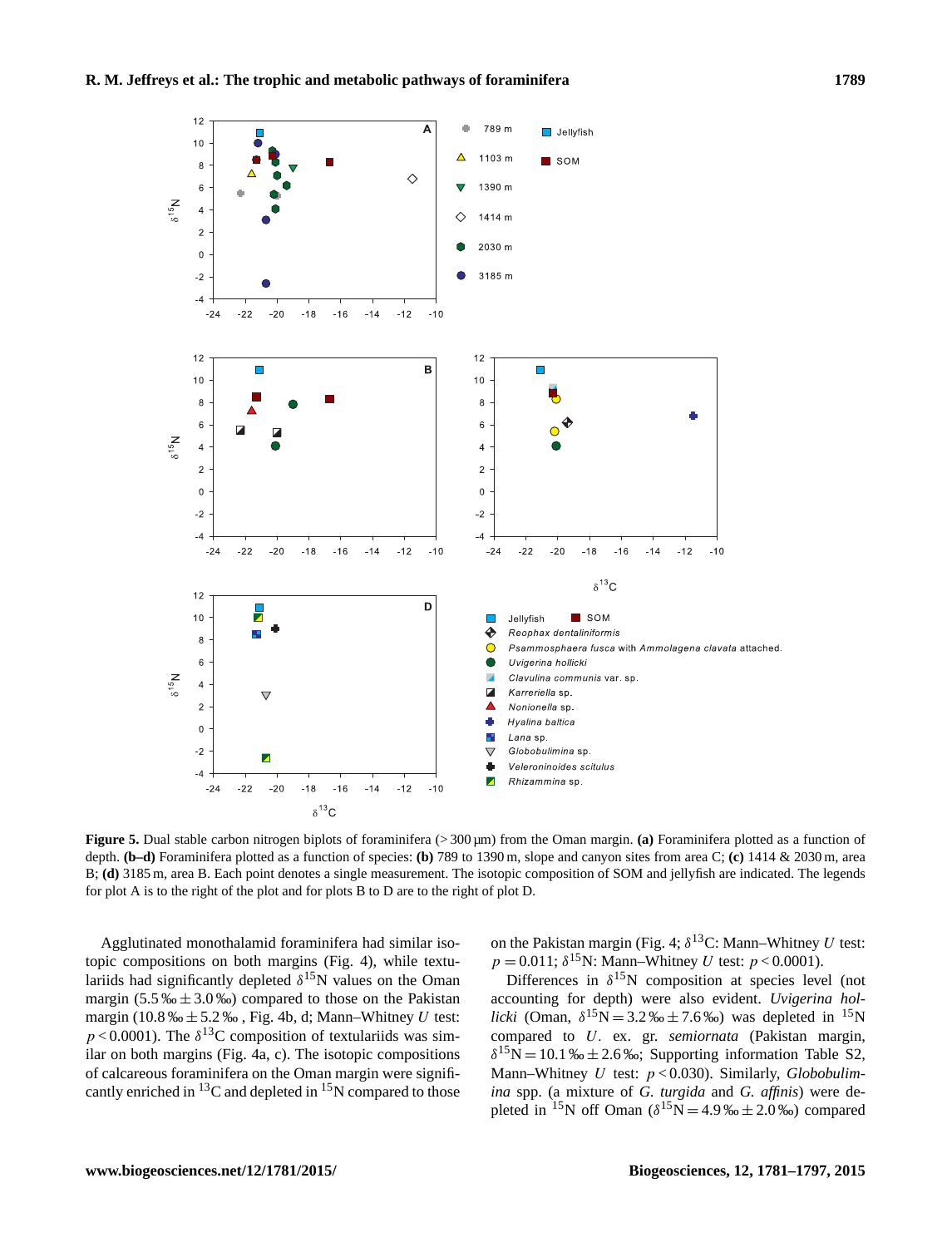Figure 5. Dual stable carbon nitrogen biplots of foraminifera (> 300 µm) from the Oman margin. **(a)** Foraminifera plotted as a function of depth. **(b–d)** Foraminifera plotted as a function of species: **(b)** 789 to 1390 m, slope and canyon sites from area C; **(c)** 1414 & 2030 m, area B; **(d)** 3185 m, area B. Each point denotes a single measurement. The isotopic composition of SOM and jellyfish are indicated. The legends for plot A is to the right of the plot and for plots B to D are to the right of plot D.

Agglutinated monothalamid foraminifera had similar isotopic compositions on both margins (Fig. 4), while textulariids had significantly depleted $\delta^{15}$N values on the Oman margin (5.5 ‰ ± 3.0 ‰) compared to those on the Pakistan margin (10.8 ‰ ± 5.2 ‰ , Fig. 4b, d; Mann–Whitney *U* test: $p < 0.0001$). The $\delta^{13}$C composition of textulariids was similar on both margins (Fig. 4a, c). The isotopic compositions of calcareous foraminifera on the Oman margin were significantly enriched in $^{13}$C and depleted in $^{15}$N compared to those on the Pakistan margin (Fig. 4; $\delta^{13}$C: Mann–Whitney *U* test: $p = 0.011$; $\delta^{15}$N: Mann–Whitney *U* test: $p < 0.0001$).

Differences in $\delta^{15}$N composition at species level (not accounting for depth) were also evident. *Uvigerina hollicki* (Oman, $\delta^{15}$N = 3.2 ‰ ± 7.6 ‰) was depleted in $^{15}$N compared to *U.* ex. gr. *semiornata* (Pakistan margin, $\delta^{15}$N = 10.1 ‰ ± 2.6 ‰; Supporting information Table S2, Mann–Whitney *U* test: $p < 0.030$). Similarly, *Globobulimina* spp. (a mixture of *G. turgida* and *G. affinis*) were depleted in $^{15}$N off Oman ($\delta^{15}$N = 4.9 ‰ ± 2.0 ‰) compared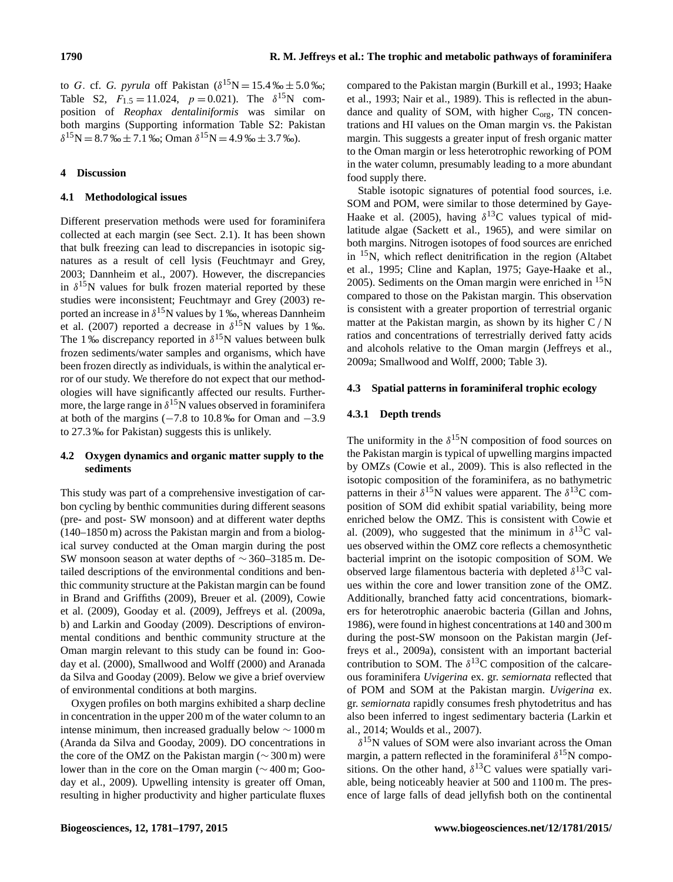to *G*. cf. *G. pyrula* off Pakistan ($\delta^{15}$N = 15.4 ‰ ± 5.0 ‰; Table S2, $F_{1.5} = 11.024$, $p = 0.021$). The $\delta^{15}$N composition of *Reophax dentaliniformis* was similar on both margins (Supporting information Table S2: Pakistan $\delta^{15}$N = 8.7 ‰ ± 7.1 ‰; Oman $\delta^{15}$N = 4.9 ‰ ± 3.7 ‰).

## 4 Discussion

### 4.1 Methodological issues

Different preservation methods were used for foraminifera collected at each margin (see Sect. 2.1). It has been shown that bulk freezing can lead to discrepancies in isotopic signatures as a result of cell lysis (Feuchtmayr and Grey, 2003; Dannheim et al., 2007). However, the discrepancies in $\delta^{15}$N values for bulk frozen material reported by these studies were inconsistent; Feuchtmayr and Grey (2003) reported an increase in $\delta^{15}$N values by 1 ‰, whereas Dannheim et al. (2007) reported a decrease in $\delta^{15}$N values by 1 ‰. The 1 ‰ discrepancy reported in $\delta^{15}$N values between bulk frozen sediments/water samples and organisms, which have been frozen directly as individuals, is within the analytical error of our study. We therefore do not expect that our methodologies will have significantly affected our results. Furthermore, the large range in $\delta^{15}$N values observed in foraminifera at both of the margins (−7.8 to 10.8 ‰ for Oman and −3.9 to 27.3 ‰ for Pakistan) suggests this is unlikely.

### 4.2 Oxygen dynamics and organic matter supply to the sediments

This study was part of a comprehensive investigation of carbon cycling by benthic communities during different seasons (pre- and post- SW monsoon) and at different water depths (140–1850 m) across the Pakistan margin and from a biological survey conducted at the Oman margin during the post SW monsoon season at water depths of ∼ 360–3185 m. Detailed descriptions of the environmental conditions and benthic community structure at the Pakistan margin can be found in Brand and Griffiths (2009), Breuer et al. (2009), Cowie et al. (2009), Gooday et al. (2009), Jeffreys et al. (2009a, b) and Larkin and Gooday (2009). Descriptions of environmental conditions and benthic community structure at the Oman margin relevant to this study can be found in: Gooday et al. (2000), Smallwood and Wolff (2000) and Aranada da Silva and Gooday (2009). Below we give a brief overview of environmental conditions at both margins.

Oxygen profiles on both margins exhibited a sharp decline in concentration in the upper 200 m of the water column to an intense minimum, then increased gradually below ∼ 1000 m (Aranda da Silva and Gooday, 2009). DO concentrations in the core of the OMZ on the Pakistan margin (∼ 300 m) were lower than in the core on the Oman margin (∼ 400 m; Gooday et al., 2009). Upwelling intensity is greater off Oman, resulting in higher productivity and higher particulate fluxes compared to the Pakistan margin (Burkill et al., 1993; Haake et al., 1993; Nair et al., 1989). This is reflected in the abundance and quality of SOM, with higher $C_{org}$, TN concentrations and HI values on the Oman margin vs. the Pakistan margin. This suggests a greater input of fresh organic matter to the Oman margin or less heterotrophic reworking of POM in the water column, presumably leading to a more abundant food supply there.

Stable isotopic signatures of potential food sources, i.e. SOM and POM, were similar to those determined by Gaye-Haake et al. (2005), having $\delta^{13}$C values typical of mid-latitude algae (Sackett et al., 1965), and were similar on both margins. Nitrogen isotopes of food sources are enriched in $^{15}$N, which reflect denitrification in the region (Altabet et al., 1995; Cline and Kaplan, 1975; Gaye-Haake et al., 2005). Sediments on the Oman margin were enriched in $^{15}$N compared to those on the Pakistan margin. This observation is consistent with a greater proportion of terrestrial organic matter at the Pakistan margin, as shown by its higher C / N ratios and concentrations of terrestrially derived fatty acids and alcohols relative to the Oman margin (Jeffreys et al., 2009a; Smallwood and Wolff, 2000; Table 3).

### 4.3 Spatial patterns in foraminiferal trophic ecology

#### 4.3.1 Depth trends

The uniformity in the $\delta^{15}$N composition of food sources on the Pakistan margin is typical of upwelling margins impacted by OMZs (Cowie et al., 2009). This is also reflected in the isotopic composition of the foraminifera, as no bathymetric patterns in their $\delta^{15}$N values were apparent. The $\delta^{13}$C composition of SOM did exhibit spatial variability, being more enriched below the OMZ. This is consistent with Cowie et al. (2009), who suggested that the minimum in $\delta^{13}$C values observed within the OMZ core reflects a chemosynthetic bacterial imprint on the isotopic composition of SOM. We observed large filamentous bacteria with depleted $\delta^{13}$C values within the core and lower transition zone of the OMZ. Additionally, branched fatty acid concentrations, biomarkers for heterotrophic anaerobic bacteria (Gillan and Johns, 1986), were found in highest concentrations at 140 and 300 m during the post-SW monsoon on the Pakistan margin (Jeffreys et al., 2009a), consistent with an important bacterial contribution to SOM. The $\delta^{13}$C composition of the calcareous foraminifera *Uvigerina* ex. gr. *semiornata* reflected that of POM and SOM at the Pakistan margin. *Uvigerina* ex. gr. *semiornata* rapidly consumes fresh phytodetritus and has also been inferred to ingest sedimentary bacteria (Larkin et al., 2014; Woulds et al., 2007).

$\delta^{15}$N values of SOM were also invariant across the Oman margin, a pattern reflected in the foraminiferal $\delta^{15}$N compositions. On the other hand, $\delta^{13}$C values were spatially variable, being noticeably heavier at 500 and 1100 m. The presence of large falls of dead jellyfish both on the continental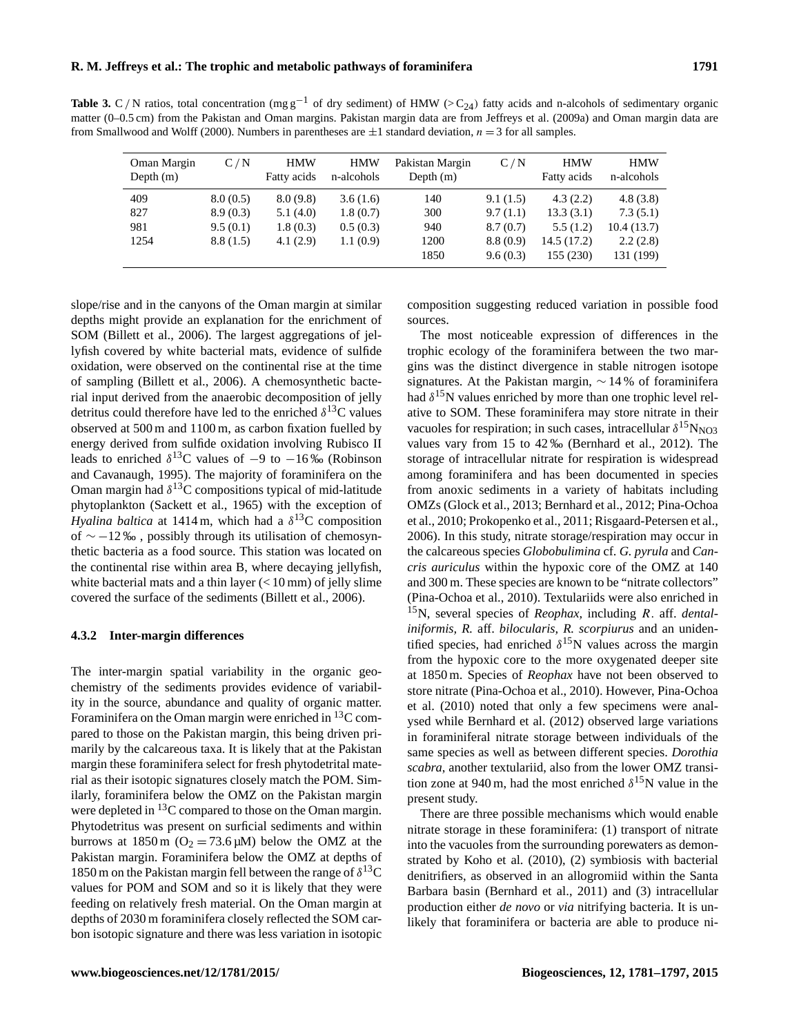**Table 3.** C / N ratios, total concentration (mg $g^{-1}$ of dry sediment) of HMW ($>C_{24}$) fatty acids and n-alcohols of sedimentary organic matter (0–0.5 cm) from the Pakistan and Oman margins. Pakistan margin data are from Jeffreys et al. (2009a) and Oman margin data are from Smallwood and Wolff (2000). Numbers in parentheses are ±1 standard deviation, $n = 3$ for all samples.

| Oman Margin Depth (m) | C / N | HMW Fatty acids | HMW n-alcohols | Pakistan Margin Depth (m) | C / N | HMW Fatty acids | HMW n-alcohols |
|---|---|---|---|---|---|---|---|
| 409 | 8.0 (0.5) | 8.0 (9.8) | 3.6 (1.6) | 140 | 9.1 (1.5) | 4.3 (2.2) | 4.8 (3.8) |
| 827 | 8.9 (0.3) | 5.1 (4.0) | 1.8 (0.7) | 300 | 9.7 (1.1) | 13.3 (3.1) | 7.3 (5.1) |
| 981 | 9.5 (0.1) | 1.8 (0.3) | 0.5 (0.3) | 940 | 8.7 (0.7) | 5.5 (1.2) | 10.4 (13.7) |
| 1254 | 8.8 (1.5) | 4.1 (2.9) | 1.1 (0.9) | 1200 | 8.8 (0.9) | 14.5 (17.2) | 2.2 (2.8) |
| | | | | 1850 | 9.6 (0.3) | 155 (230) | 131 (199) |

slope/rise and in the canyons of the Oman margin at similar depths might provide an explanation for the enrichment of SOM (Billett et al., 2006). The largest aggregations of jellyfish covered by white bacterial mats, evidence of sulfide oxidation, were observed on the continental rise at the time of sampling (Billett et al., 2006). A chemosynthetic bacterial input derived from the anaerobic decomposition of jelly detritus could therefore have led to the enriched $\delta^{13}C$ values observed at 500 m and 1100 m, as carbon fixation fuelled by energy derived from sulfide oxidation involving Rubisco II leads to enriched $\delta^{13}C$ values of −9 to −16 ‰ (Robinson and Cavanaugh, 1995). The majority of foraminifera on the Oman margin had $\delta^{13}C$ compositions typical of mid-latitude phytoplankton (Sackett et al., 1965) with the exception of *Hyalina baltica* at 1414 m, which had a $\delta^{13}C$ composition of ∼ −12 ‰ , possibly through its utilisation of chemosynthetic bacteria as a food source. This station was located on the continental rise within area B, where decaying jellyfish, white bacterial mats and a thin layer (< 10 mm) of jelly slime covered the surface of the sediments (Billett et al., 2006).

#### 4.3.2 Inter-margin differences

The inter-margin spatial variability in the organic geochemistry of the sediments provides evidence of variability in the source, abundance and quality of organic matter. Foraminifera on the Oman margin were enriched in $^{13}C$ compared to those on the Pakistan margin, this being driven primarily by the calcareous taxa. It is likely that at the Pakistan margin these foraminifera select for fresh phytodetrital material as their isotopic signatures closely match the POM. Similarly, foraminifera below the OMZ on the Pakistan margin were depleted in $^{13}C$ compared to those on the Oman margin. Phytodetritus was present on surficial sediments and within burrows at 1850 m ($O_2 = 73.6$ µM) below the OMZ at the Pakistan margin. Foraminifera below the OMZ at depths of 1850 m on the Pakistan margin fell between the range of $\delta^{13}C$ values for POM and SOM and so it is likely that they were feeding on relatively fresh material. On the Oman margin at depths of 2030 m foraminifera closely reflected the SOM carbon isotopic signature and there was less variation in isotopic composition suggesting reduced variation in possible food sources.

The most noticeable expression of differences in the trophic ecology of the foraminifera between the two margins was the distinct divergence in stable nitrogen isotope signatures. At the Pakistan margin, ∼ 14 % of foraminifera had $\delta^{15}N$ values enriched by more than one trophic level relative to SOM. These foraminifera may store nitrate in their vacuoles for respiration; in such cases, intracellular $\delta^{15}N_{NO3}$ values vary from 15 to 42 ‰ (Bernhard et al., 2012). The storage of intracellular nitrate for respiration is widespread among foraminifera and has been documented in species from anoxic sediments in a variety of habitats including OMZs (Glock et al., 2013; Bernhard et al., 2012; Pina-Ochoa et al., 2010; Prokopenko et al., 2011; Risgaard-Petersen et al., 2006). In this study, nitrate storage/respiration may occur in the calcareous species *Globobulimina* cf. *G. pyrula* and *Cancris auriculus* within the hypoxic core of the OMZ at 140 and 300 m. These species are known to be "nitrate collectors" (Pina-Ochoa et al., 2010). Textulariids were also enriched in $^{15}N$, several species of *Reophax*, including *R*. aff. *dentaliniformis*, *R.* aff. *bilocularis*, *R. scorpiurus* and an unidentified species, had enriched $\delta^{15}N$ values across the margin from the hypoxic core to the more oxygenated deeper site at 1850 m. Species of *Reophax* have not been observed to store nitrate (Pina-Ochoa et al., 2010). However, Pina-Ochoa et al. (2010) noted that only a few specimens were analysed while Bernhard et al. (2012) observed large variations in foraminiferal nitrate storage between individuals of the same species as well as between different species. *Dorothia scabra*, another textulariid, also from the lower OMZ transition zone at 940 m, had the most enriched $\delta^{15}N$ value in the present study.

There are three possible mechanisms which would enable nitrate storage in these foraminifera: (1) transport of nitrate into the vacuoles from the surrounding porewaters as demonstrated by Koho et al. (2010), (2) symbiosis with bacterial denitrifiers, as observed in an allogromiid within the Santa Barbara basin (Bernhard et al., 2011) and (3) intracellular production either *de novo* or *via* nitrifying bacteria. It is unlikely that foraminifera or bacteria are able to produce ni-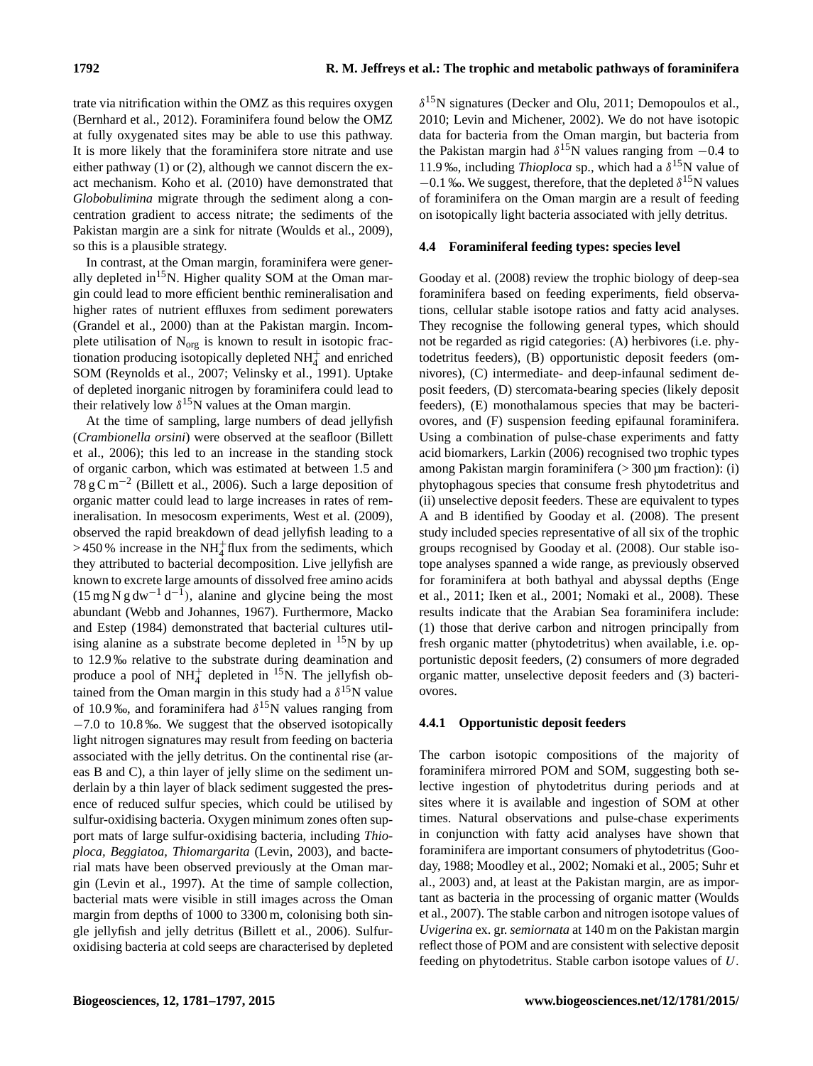trate via nitrification within the OMZ as this requires oxygen (Bernhard et al., 2012). Foraminifera found below the OMZ at fully oxygenated sites may be able to use this pathway. It is more likely that the foraminifera store nitrate and use either pathway (1) or (2), although we cannot discern the exact mechanism. Koho et al. (2010) have demonstrated that *Globobulimina* migrate through the sediment along a concentration gradient to access nitrate; the sediments of the Pakistan margin are a sink for nitrate (Woulds et al., 2009), so this is a plausible strategy.

In contrast, at the Oman margin, foraminifera were generally depleted in $^{15}$N. Higher quality SOM at the Oman margin could lead to more efficient benthic remineralisation and higher rates of nutrient effluxes from sediment porewaters (Grandel et al., 2000) than at the Pakistan margin. Incomplete utilisation of $N_{org}$ is known to result in isotopic fractionation producing isotopically depleted $NH_4^+$ and enriched SOM (Reynolds et al., 2007; Velinsky et al., 1991). Uptake of depleted inorganic nitrogen by foraminifera could lead to their relatively low $\delta^{15}$N values at the Oman margin.

At the time of sampling, large numbers of dead jellyfish (*Crambionella orsini*) were observed at the seafloor (Billett et al., 2006); this led to an increase in the standing stock of organic carbon, which was estimated at between 1.5 and 78 g C m$^{-2}$ (Billett et al., 2006). Such a large deposition of organic matter could lead to large increases in rates of remineralisation. In mesocosm experiments, West et al. (2009), observed the rapid breakdown of dead jellyfish leading to a > 450 % increase in the $NH_4^+$ flux from the sediments, which they attributed to bacterial decomposition. Live jellyfish are known to excrete large amounts of dissolved free amino acids (15 mg N g dw$^{-1}$ d$^{-1}$), alanine and glycine being the most abundant (Webb and Johannes, 1967). Furthermore, Macko and Estep (1984) demonstrated that bacterial cultures utilising alanine as a substrate become depleted in $^{15}$N by up to 12.9 ‰ relative to the substrate during deamination and produce a pool of $NH_4^+$ depleted in $^{15}$N. The jellyfish obtained from the Oman margin in this study had a $\delta^{15}$N value of 10.9 ‰, and foraminifera had $\delta^{15}$N values ranging from −7.0 to 10.8 ‰. We suggest that the observed isotopically light nitrogen signatures may result from feeding on bacteria associated with the jelly detritus. On the continental rise (areas B and C), a thin layer of jelly slime on the sediment underlain by a thin layer of black sediment suggested the presence of reduced sulfur species, which could be utilised by sulfur-oxidising bacteria. Oxygen minimum zones often support mats of large sulfur-oxidising bacteria, including *Thioploca*, *Beggiatoa*, *Thiomargarita* (Levin, 2003), and bacterial mats have been observed previously at the Oman margin (Levin et al., 1997). At the time of sample collection, bacterial mats were visible in still images across the Oman margin from depths of 1000 to 3300 m, colonising both single jellyfish and jelly detritus (Billett et al., 2006). Sulfur-oxidising bacteria at cold seeps are characterised by depleted $\delta^{15}$N signatures (Decker and Olu, 2011; Demopoulos et al., 2010; Levin and Michener, 2002). We do not have isotopic data for bacteria from the Oman margin, but bacteria from the Pakistan margin had $\delta^{15}$N values ranging from −0.4 to 11.9 ‰, including *Thioploca* sp., which had a $\delta^{15}$N value of −0.1 ‰. We suggest, therefore, that the depleted $\delta^{15}$N values of foraminifera on the Oman margin are a result of feeding on isotopically light bacteria associated with jelly detritus.

### 4.4 Foraminiferal feeding types: species level

Gooday et al. (2008) review the trophic biology of deep-sea foraminifera based on feeding experiments, field observations, cellular stable isotope ratios and fatty acid analyses. They recognise the following general types, which should not be regarded as rigid categories: (A) herbivores (i.e. phytodetritus feeders), (B) opportunistic deposit feeders (omnivores), (C) intermediate- and deep-infaunal sediment deposit feeders, (D) stercomata-bearing species (likely deposit feeders), (E) monothalamous species that may be bacteriovores, and (F) suspension feeding epifaunal foraminifera. Using a combination of pulse-chase experiments and fatty acid biomarkers, Larkin (2006) recognised two trophic types among Pakistan margin foraminifera (> 300 µm fraction): (i) phytophagous species that consume fresh phytodetritus and (ii) unselective deposit feeders. These are equivalent to types A and B identified by Gooday et al. (2008). The present study included species representative of all six of the trophic groups recognised by Gooday et al. (2008). Our stable isotope analyses spanned a wide range, as previously observed for foraminifera at both bathyal and abyssal depths (Enge et al., 2011; Iken et al., 2001; Nomaki et al., 2008). These results indicate that the Arabian Sea foraminifera include: (1) those that derive carbon and nitrogen principally from fresh organic matter (phytodetritus) when available, i.e. opportunistic deposit feeders, (2) consumers of more degraded organic matter, unselective deposit feeders and (3) bacteriovores.

#### 4.4.1 Opportunistic deposit feeders

The carbon isotopic compositions of the majority of foraminifera mirrored POM and SOM, suggesting both selective ingestion of phytodetritus during periods and at sites where it is available and ingestion of SOM at other times. Natural observations and pulse-chase experiments in conjunction with fatty acid analyses have shown that foraminifera are important consumers of phytodetritus (Gooday, 1988; Moodley et al., 2002; Nomaki et al., 2005; Suhr et al., 2003) and, at least at the Pakistan margin, are as important as bacteria in the processing of organic matter (Woulds et al., 2007). The stable carbon and nitrogen isotope values of *Uvigerina* ex. gr. *semiornata* at 140 m on the Pakistan margin reflect those of POM and are consistent with selective deposit feeding on phytodetritus. Stable carbon isotope values of *U.*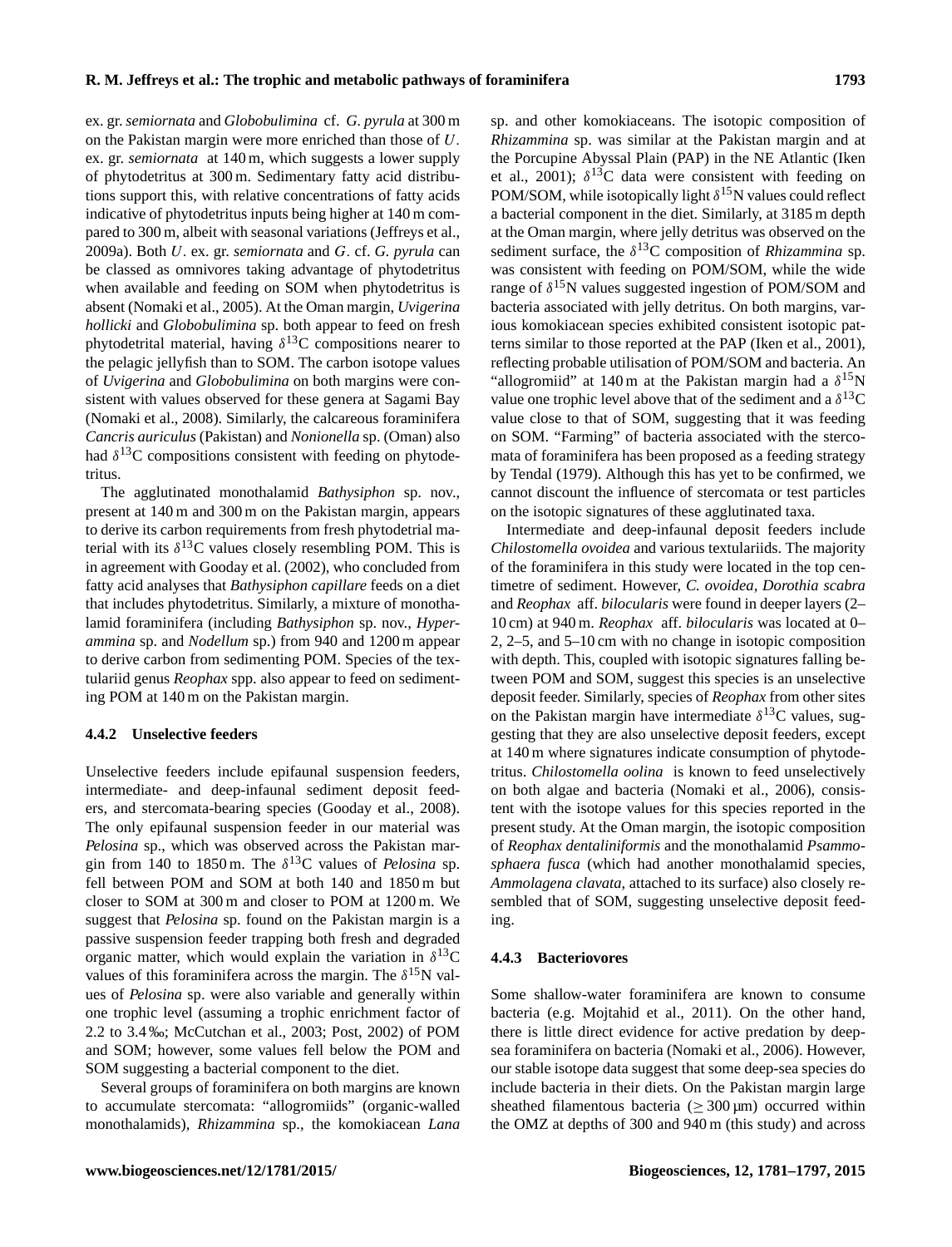ex. gr. *semiornata* and *Globobulimina* cf. *G. pyrula* at 300 m on the Pakistan margin were more enriched than those of *U*. ex. gr. *semiornata* at 140 m, which suggests a lower supply of phytodetritus at 300 m. Sedimentary fatty acid distributions support this, with relative concentrations of fatty acids indicative of phytodetritus inputs being higher at 140 m compared to 300 m, albeit with seasonal variations (Jeffreys et al., 2009a). Both *U*. ex. gr. *semiornata* and *G*. cf. *G. pyrula* can be classed as omnivores taking advantage of phytodetritus when available and feeding on SOM when phytodetritus is absent (Nomaki et al., 2005). At the Oman margin, *Uvigerina hollicki* and *Globobulimina* sp. both appear to feed on fresh phytodetrital material, having $\delta^{13}$C compositions nearer to the pelagic jellyfish than to SOM. The carbon isotope values of *Uvigerina* and *Globobulimina* on both margins were consistent with values observed for these genera at Sagami Bay (Nomaki et al., 2008). Similarly, the calcareous foraminifera *Cancris auriculus* (Pakistan) and *Nonionella* sp. (Oman) also had $\delta^{13}$C compositions consistent with feeding on phytodetritus.

The agglutinated monothalamid *Bathysiphon* sp. nov., present at 140 m and 300 m on the Pakistan margin, appears to derive its carbon requirements from fresh phytodetrial material with its $\delta^{13}$C values closely resembling POM. This is in agreement with Gooday et al. (2002), who concluded from fatty acid analyses that *Bathysiphon capillare* feeds on a diet that includes phytodetritus. Similarly, a mixture of monothalamid foraminifera (including *Bathysiphon* sp. nov., *Hyperammina* sp. and *Nodellum* sp.) from 940 and 1200 m appear to derive carbon from sedimenting POM. Species of the textulariid genus *Reophax* spp. also appear to feed on sedimenting POM at 140 m on the Pakistan margin.

#### 4.4.2 Unselective feeders

Unselective feeders include epifaunal suspension feeders, intermediate- and deep-infaunal sediment deposit feeders, and stercomata-bearing species (Gooday et al., 2008). The only epifaunal suspension feeder in our material was *Pelosina* sp., which was observed across the Pakistan margin from 140 to 1850 m. The $\delta^{13}$C values of *Pelosina* sp. fell between POM and SOM at both 140 and 1850 m but closer to SOM at 300 m and closer to POM at 1200 m. We suggest that *Pelosina* sp. found on the Pakistan margin is a passive suspension feeder trapping both fresh and degraded organic matter, which would explain the variation in $\delta^{13}$C values of this foraminifera across the margin. The $\delta^{15}$N values of *Pelosina* sp. were also variable and generally within one trophic level (assuming a trophic enrichment factor of 2.2 to 3.4 ‰; McCutchan et al., 2003; Post, 2002) of POM and SOM; however, some values fell below the POM and SOM suggesting a bacterial component to the diet.

Several groups of foraminifera on both margins are known to accumulate stercomata: "allogromiids" (organic-walled monothalamids), *Rhizammina* sp., the komokiacean *Lana* sp. and other komokiaceans. The isotopic composition of *Rhizammina* sp. was similar at the Pakistan margin and at the Porcupine Abyssal Plain (PAP) in the NE Atlantic (Iken et al., 2001); $\delta^{13}$C data were consistent with feeding on POM/SOM, while isotopically light $\delta^{15}$N values could reflect a bacterial component in the diet. Similarly, at 3185 m depth at the Oman margin, where jelly detritus was observed on the sediment surface, the $\delta^{13}$C composition of *Rhizammina* sp. was consistent with feeding on POM/SOM, while the wide range of $\delta^{15}$N values suggested ingestion of POM/SOM and bacteria associated with jelly detritus. On both margins, various komokiacean species exhibited consistent isotopic patterns similar to those reported at the PAP (Iken et al., 2001), reflecting probable utilisation of POM/SOM and bacteria. An "allogromiid" at 140 m at the Pakistan margin had a $\delta^{15}$N value one trophic level above that of the sediment and a $\delta^{13}$C value close to that of SOM, suggesting that it was feeding on SOM. "Farming" of bacteria associated with the stercomata of foraminifera has been proposed as a feeding strategy by Tendal (1979). Although this has yet to be confirmed, we cannot discount the influence of stercomata or test particles on the isotopic signatures of these agglutinated taxa.

Intermediate and deep-infaunal deposit feeders include *Chilostomella ovoidea* and various textulariids. The majority of the foraminifera in this study were located in the top centimetre of sediment. However, *C. ovoidea*, *Dorothia scabra* and *Reophax* aff. *bilocularis* were found in deeper layers (2–10 cm) at 940 m. *Reophax* aff. *bilocularis* was located at 0–2, 2–5, and 5–10 cm with no change in isotopic composition with depth. This, coupled with isotopic signatures falling between POM and SOM, suggest this species is an unselective deposit feeder. Similarly, species of *Reophax* from other sites on the Pakistan margin have intermediate $\delta^{13}$C values, suggesting that they are also unselective deposit feeders, except at 140 m where signatures indicate consumption of phytodetritus. *Chilostomella oolina* is known to feed unselectively on both algae and bacteria (Nomaki et al., 2006), consistent with the isotope values for this species reported in the present study. At the Oman margin, the isotopic composition of *Reophax dentaliniformis* and the monothalamid *Psammosphaera fusca* (which had another monothalamid species, *Ammolagena clavata*, attached to its surface) also closely resembled that of SOM, suggesting unselective deposit feeding.

#### 4.4.3 Bacteriovores

Some shallow-water foraminifera are known to consume bacteria (e.g. Mojtahid et al., 2011). On the other hand, there is little direct evidence for active predation by deep-sea foraminifera on bacteria (Nomaki et al., 2006). However, our stable isotope data suggest that some deep-sea species do include bacteria in their diets. On the Pakistan margin large sheathed filamentous bacteria ($\geq$ 300 µm) occurred within the OMZ at depths of 300 and 940 m (this study) and across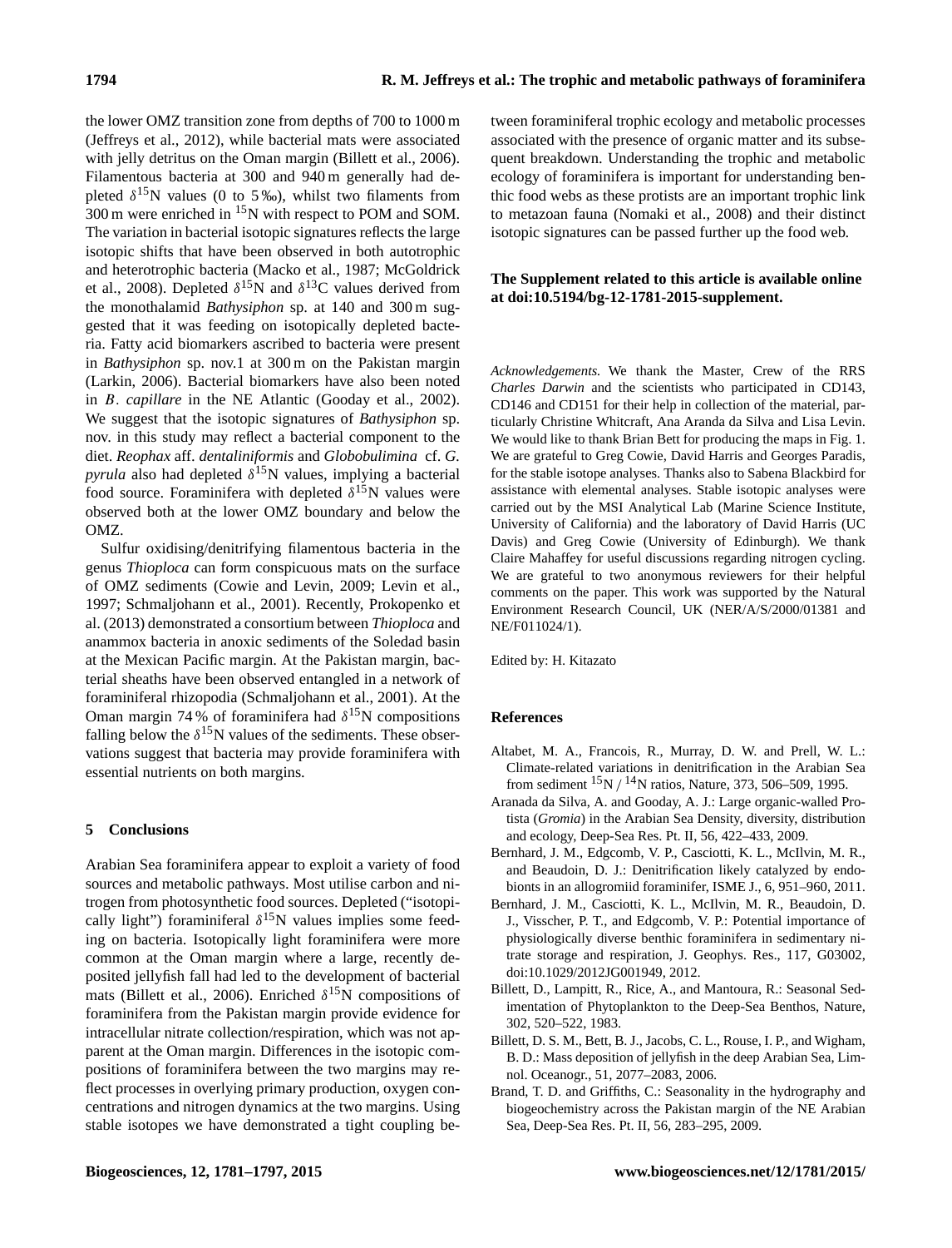the lower OMZ transition zone from depths of 700 to 1000 m (Jeffreys et al., 2012), while bacterial mats were associated with jelly detritus on the Oman margin (Billett et al., 2006). Filamentous bacteria at 300 and 940 m generally had depleted $\delta^{15}$N values (0 to 5 ‰), whilst two filaments from 300 m were enriched in $^{15}$N with respect to POM and SOM. The variation in bacterial isotopic signatures reflects the large isotopic shifts that have been observed in both autotrophic and heterotrophic bacteria (Macko et al., 1987; McGoldrick et al., 2008). Depleted $\delta^{15}$N and $\delta^{13}$C values derived from the monothalamid *Bathysiphon* sp. at 140 and 300 m suggested that it was feeding on isotopically depleted bacteria. Fatty acid biomarkers ascribed to bacteria were present in *Bathysiphon* sp. nov.1 at 300 m on the Pakistan margin (Larkin, 2006). Bacterial biomarkers have also been noted in *B. capillare* in the NE Atlantic (Gooday et al., 2002). We suggest that the isotopic signatures of *Bathysiphon* sp. nov. in this study may reflect a bacterial component to the diet. *Reophax* aff. *dentaliniformis* and *Globobulimina* cf. *G. pyrula* also had depleted $\delta^{15}$N values, implying a bacterial food source. Foraminifera with depleted $\delta^{15}$N values were observed both at the lower OMZ boundary and below the OMZ.

Sulfur oxidising/denitrifying filamentous bacteria in the genus *Thioploca* can form conspicuous mats on the surface of OMZ sediments (Cowie and Levin, 2009; Levin et al., 1997; Schmaljohann et al., 2001). Recently, Prokopenko et al. (2013) demonstrated a consortium between *Thioploca* and anammox bacteria in anoxic sediments of the Soledad basin at the Mexican Pacific margin. At the Pakistan margin, bacterial sheaths have been observed entangled in a network of foraminiferal rhizopodia (Schmaljohann et al., 2001). At the Oman margin 74 % of foraminifera had $\delta^{15}$N compositions falling below the $\delta^{15}$N values of the sediments. These observations suggest that bacteria may provide foraminifera with essential nutrients on both margins.

## 5 Conclusions

Arabian Sea foraminifera appear to exploit a variety of food sources and metabolic pathways. Most utilise carbon and nitrogen from photosynthetic food sources. Depleted ("isotopically light") foraminiferal $\delta^{15}$N values implies some feeding on bacteria. Isotopically light foraminifera were more common at the Oman margin where a large, recently deposited jellyfish fall had led to the development of bacterial mats (Billett et al., 2006). Enriched $\delta^{15}$N compositions of foraminifera from the Pakistan margin provide evidence for intracellular nitrate collection/respiration, which was not apparent at the Oman margin. Differences in the isotopic compositions of foraminifera between the two margins may reflect processes in overlying primary production, oxygen concentrations and nitrogen dynamics at the two margins. Using stable isotopes we have demonstrated a tight coupling between foraminiferal trophic ecology and metabolic processes associated with the presence of organic matter and its subsequent breakdown. Understanding the trophic and metabolic ecology of foraminifera is important for understanding benthic food webs as these protists are an important trophic link to metazoan fauna (Nomaki et al., 2008) and their distinct isotopic signatures can be passed further up the food web.

**The Supplement related to this article is available online at doi:10.5194/bg-12-1781-2015-supplement.**

*Acknowledgements.* We thank the Master, Crew of the RRS *Charles Darwin* and the scientists who participated in CD143, CD146 and CD151 for their help in collection of the material, particularly Christine Whitcraft, Ana Aranda da Silva and Lisa Levin. We would like to thank Brian Bett for producing the maps in Fig. 1. We are grateful to Greg Cowie, David Harris and Georges Paradis, for the stable isotope analyses. Thanks also to Sabena Blackbird for assistance with elemental analyses. Stable isotopic analyses were carried out by the MSI Analytical Lab (Marine Science Institute, University of California) and the laboratory of David Harris (UC Davis) and Greg Cowie (University of Edinburgh). We thank Claire Mahaffey for useful discussions regarding nitrogen cycling. We are grateful to two anonymous reviewers for their helpful comments on the paper. This work was supported by the Natural Environment Research Council, UK (NER/A/S/2000/01381 and NE/F011024/1).

Edited by: H. Kitazato

## References

Altabet, M. A., Francois, R., Murray, D. W. and Prell, W. L.: Climate-related variations in denitrification in the Arabian Sea from sediment $^{15}$N / $^{14}$N ratios, Nature, 373, 506–509, 1995.

Aranada da Silva, A. and Gooday, A. J.: Large organic-walled Protista (*Gromia*) in the Arabian Sea Density, diversity, distribution and ecology, Deep-Sea Res. Pt. II, 56, 422–433, 2009.

Bernhard, J. M., Edgcomb, V. P., Casciotti, K. L., McIlvin, M. R., and Beaudoin, D. J.: Denitrification likely catalyzed by endobionts in an allogromiid foraminifer, ISME J., 6, 951–960, 2011.

Bernhard, J. M., Casciotti, K. L., McIlvin, M. R., Beaudoin, D. J., Visscher, P. T., and Edgcomb, V. P.: Potential importance of physiologically diverse benthic foraminifera in sedimentary nitrate storage and respiration, J. Geophys. Res., 117, G03002, doi:10.1029/2012JG001949, 2012.

Billett, D., Lampitt, R., Rice, A., and Mantoura, R.: Seasonal Sedimentation of Phytoplankton to the Deep-Sea Benthos, Nature, 302, 520–522, 1983.

Billett, D. S. M., Bett, B. J., Jacobs, C. L., Rouse, I. P., and Wigham, B. D.: Mass deposition of jellyfish in the deep Arabian Sea, Limnol. Oceanogr., 51, 2077–2083, 2006.

Brand, T. D. and Griffiths, C.: Seasonality in the hydrography and biogeochemistry across the Pakistan margin of the NE Arabian Sea, Deep-Sea Res. Pt. II, 56, 283–295, 2009.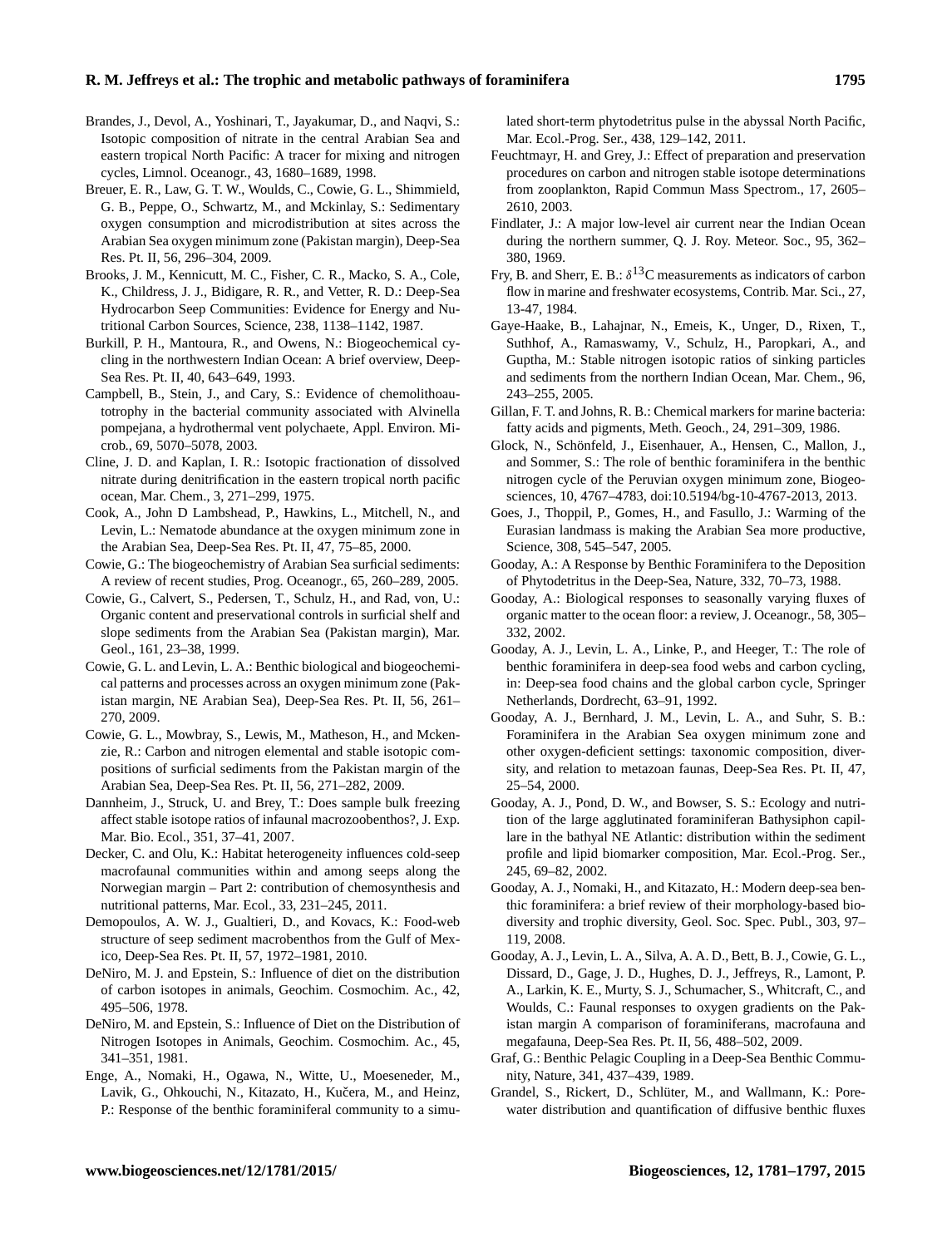Brandes, J., Devol, A., Yoshinari, T., Jayakumar, D., and Naqvi, S.: Isotopic composition of nitrate in the central Arabian Sea and eastern tropical North Pacific: A tracer for mixing and nitrogen cycles, Limnol. Oceanogr., 43, 1680–1689, 1998.

Breuer, E. R., Law, G. T. W., Woulds, C., Cowie, G. L., Shimmield, G. B., Peppe, O., Schwartz, M., and Mckinlay, S.: Sedimentary oxygen consumption and microdistribution at sites across the Arabian Sea oxygen minimum zone (Pakistan margin), Deep-Sea Res. Pt. II, 56, 296–304, 2009.

Brooks, J. M., Kennicutt, M. C., Fisher, C. R., Macko, S. A., Cole, K., Childress, J. J., Bidigare, R. R., and Vetter, R. D.: Deep-Sea Hydrocarbon Seep Communities: Evidence for Energy and Nutritional Carbon Sources, Science, 238, 1138–1142, 1987.

Burkill, P. H., Mantoura, R., and Owens, N.: Biogeochemical cycling in the northwestern Indian Ocean: A brief overview, Deep-Sea Res. Pt. II, 40, 643–649, 1993.

Campbell, B., Stein, J., and Cary, S.: Evidence of chemolithoautotrophy in the bacterial community associated with Alvinella pompejana, a hydrothermal vent polychaete, Appl. Environ. Microb., 69, 5070–5078, 2003.

Cline, J. D. and Kaplan, I. R.: Isotopic fractionation of dissolved nitrate during denitrification in the eastern tropical north pacific ocean, Mar. Chem., 3, 271–299, 1975.

Cook, A., John D Lambshead, P., Hawkins, L., Mitchell, N., and Levin, L.: Nematode abundance at the oxygen minimum zone in the Arabian Sea, Deep-Sea Res. Pt. II, 47, 75–85, 2000.

Cowie, G.: The biogeochemistry of Arabian Sea surficial sediments: A review of recent studies, Prog. Oceanogr., 65, 260–289, 2005.

Cowie, G., Calvert, S., Pedersen, T., Schulz, H., and Rad, von, U.: Organic content and preservational controls in surficial shelf and slope sediments from the Arabian Sea (Pakistan margin), Mar. Geol., 161, 23–38, 1999.

Cowie, G. L. and Levin, L. A.: Benthic biological and biogeochemical patterns and processes across an oxygen minimum zone (Pakistan margin, NE Arabian Sea), Deep-Sea Res. Pt. II, 56, 261–270, 2009.

Cowie, G. L., Mowbray, S., Lewis, M., Matheson, H., and Mckenzie, R.: Carbon and nitrogen elemental and stable isotopic compositions of surficial sediments from the Pakistan margin of the Arabian Sea, Deep-Sea Res. Pt. II, 56, 271–282, 2009.

Dannheim, J., Struck, U. and Brey, T.: Does sample bulk freezing affect stable isotope ratios of infaunal macrozoobenthos?, J. Exp. Mar. Bio. Ecol., 351, 37–41, 2007.

Decker, C. and Olu, K.: Habitat heterogeneity influences cold-seep macrofaunal communities within and among seeps along the Norwegian margin – Part 2: contribution of chemosynthesis and nutritional patterns, Mar. Ecol., 33, 231–245, 2011.

Demopoulos, A. W. J., Gualtieri, D., and Kovacs, K.: Food-web structure of seep sediment macrobenthos from the Gulf of Mexico, Deep-Sea Res. Pt. II, 57, 1972–1981, 2010.

DeNiro, M. J. and Epstein, S.: Influence of diet on the distribution of carbon isotopes in animals, Geochim. Cosmochim. Ac., 42, 495–506, 1978.

DeNiro, M. and Epstein, S.: Influence of Diet on the Distribution of Nitrogen Isotopes in Animals, Geochim. Cosmochim. Ac., 45, 341–351, 1981.

Enge, A., Nomaki, H., Ogawa, N., Witte, U., Moeseneder, M., Lavik, G., Ohkouchi, N., Kitazato, H., Kučera, M., and Heinz, P.: Response of the benthic foraminiferal community to a simulated short-term phytodetritus pulse in the abyssal North Pacific, Mar. Ecol.-Prog. Ser., 438, 129–142, 2011.

Feuchtmayr, H. and Grey, J.: Effect of preparation and preservation procedures on carbon and nitrogen stable isotope determinations from zooplankton, Rapid Commun Mass Spectrom., 17, 2605–2610, 2003.

Findlater, J.: A major low-level air current near the Indian Ocean during the northern summer, Q. J. Roy. Meteor. Soc., 95, 362–380, 1969.

Fry, B. and Sherr, E. B.: $\delta^{13}$C measurements as indicators of carbon flow in marine and freshwater ecosystems, Contrib. Mar. Sci., 27, 13-47, 1984.

Gaye-Haake, B., Lahajnar, N., Emeis, K., Unger, D., Rixen, T., Suthhof, A., Ramaswamy, V., Schulz, H., Paropkari, A., and Guptha, M.: Stable nitrogen isotopic ratios of sinking particles and sediments from the northern Indian Ocean, Mar. Chem., 96, 243–255, 2005.

Gillan, F. T. and Johns, R. B.: Chemical markers for marine bacteria: fatty acids and pigments, Meth. Geoch., 24, 291–309, 1986.

Glock, N., Schönfeld, J., Eisenhauer, A., Hensen, C., Mallon, J., and Sommer, S.: The role of benthic foraminifera in the benthic nitrogen cycle of the Peruvian oxygen minimum zone, Biogeosciences, 10, 4767–4783, doi:10.5194/bg-10-4767-2013, 2013.

Goes, J., Thoppil, P., Gomes, H., and Fasullo, J.: Warming of the Eurasian landmass is making the Arabian Sea more productive, Science, 308, 545–547, 2005.

Gooday, A.: A Response by Benthic Foraminifera to the Deposition of Phytodetritus in the Deep-Sea, Nature, 332, 70–73, 1988.

Gooday, A.: Biological responses to seasonally varying fluxes of organic matter to the ocean floor: a review, J. Oceanogr., 58, 305–332, 2002.

Gooday, A. J., Levin, L. A., Linke, P., and Heeger, T.: The role of benthic foraminifera in deep-sea food webs and carbon cycling, in: Deep-sea food chains and the global carbon cycle, Springer Netherlands, Dordrecht, 63–91, 1992.

Gooday, A. J., Bernhard, J. M., Levin, L. A., and Suhr, S. B.: Foraminifera in the Arabian Sea oxygen minimum zone and other oxygen-deficient settings: taxonomic composition, diversity, and relation to metazoan faunas, Deep-Sea Res. Pt. II, 47, 25–54, 2000.

Gooday, A. J., Pond, D. W., and Bowser, S. S.: Ecology and nutrition of the large agglutinated foraminiferan Bathysiphon capillare in the bathyal NE Atlantic: distribution within the sediment profile and lipid biomarker composition, Mar. Ecol.-Prog. Ser., 245, 69–82, 2002.

Gooday, A. J., Nomaki, H., and Kitazato, H.: Modern deep-sea benthic foraminifera: a brief review of their morphology-based biodiversity and trophic diversity, Geol. Soc. Spec. Publ., 303, 97–119, 2008.

Gooday, A. J., Levin, L. A., Silva, A. A. D., Bett, B. J., Cowie, G. L., Dissard, D., Gage, J. D., Hughes, D. J., Jeffreys, R., Lamont, P. A., Larkin, K. E., Murty, S. J., Schumacher, S., Whitcraft, C., and Woulds, C.: Faunal responses to oxygen gradients on the Pakistan margin A comparison of foraminiferans, macrofauna and megafauna, Deep-Sea Res. Pt. II, 56, 488–502, 2009.

Graf, G.: Benthic Pelagic Coupling in a Deep-Sea Benthic Community, Nature, 341, 437–439, 1989.

Grandel, S., Rickert, D., Schlüter, M., and Wallmann, K.: Porewater distribution and quantification of diffusive benthic fluxes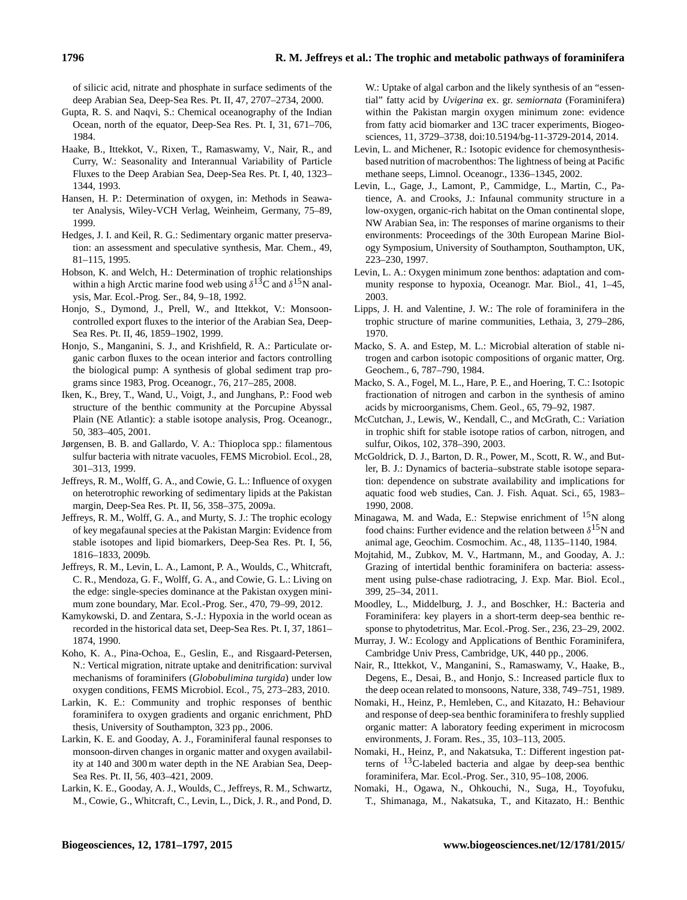of silicic acid, nitrate and phosphate in surface sediments of the deep Arabian Sea, Deep-Sea Res. Pt. II, 47, 2707–2734, 2000.

Gupta, R. S. and Naqvi, S.: Chemical oceanography of the Indian Ocean, north of the equator, Deep-Sea Res. Pt. I, 31, 671–706, 1984.

Haake, B., Ittekkot, V., Rixen, T., Ramaswamy, V., Nair, R., and Curry, W.: Seasonality and Interannual Variability of Particle Fluxes to the Deep Arabian Sea, Deep-Sea Res. Pt. I, 40, 1323–1344, 1993.

Hansen, H. P.: Determination of oxygen, in: Methods in Seawater Analysis, Wiley-VCH Verlag, Weinheim, Germany, 75–89, 1999.

Hedges, J. I. and Keil, R. G.: Sedimentary organic matter preservation: an assessment and speculative synthesis, Mar. Chem., 49, 81–115, 1995.

Hobson, K. and Welch, H.: Determination of trophic relationships within a high Arctic marine food web using $\delta^{13}$C and $\delta^{15}$N analysis, Mar. Ecol.-Prog. Ser., 84, 9–18, 1992.

Honjo, S., Dymond, J., Prell, W., and Ittekkot, V.: Monsoon-controlled export fluxes to the interior of the Arabian Sea, Deep-Sea Res. Pt. II, 46, 1859–1902, 1999.

Honjo, S., Manganini, S. J., and Krishfield, R. A.: Particulate organic carbon fluxes to the ocean interior and factors controlling the biological pump: A synthesis of global sediment trap programs since 1983, Prog. Oceanogr., 76, 217–285, 2008.

Iken, K., Brey, T., Wand, U., Voigt, J., and Junghans, P.: Food web structure of the benthic community at the Porcupine Abyssal Plain (NE Atlantic): a stable isotope analysis, Prog. Oceanogr., 50, 383–405, 2001.

Jørgensen, B. B. and Gallardo, V. A.: Thioploca spp.: filamentous sulfur bacteria with nitrate vacuoles, FEMS Microbiol. Ecol., 28, 301–313, 1999.

Jeffreys, R. M., Wolff, G. A., and Cowie, G. L.: Influence of oxygen on heterotrophic reworking of sedimentary lipids at the Pakistan margin, Deep-Sea Res. Pt. II, 56, 358–375, 2009a.

Jeffreys, R. M., Wolff, G. A., and Murty, S. J.: The trophic ecology of key megafaunal species at the Pakistan Margin: Evidence from stable isotopes and lipid biomarkers, Deep-Sea Res. Pt. I, 56, 1816–1833, 2009b.

Jeffreys, R. M., Levin, L. A., Lamont, P. A., Woulds, C., Whitcraft, C. R., Mendoza, G. F., Wolff, G. A., and Cowie, G. L.: Living on the edge: single-species dominance at the Pakistan oxygen minimum zone boundary, Mar. Ecol.-Prog. Ser., 470, 79–99, 2012.

Kamykowski, D. and Zentara, S.-J.: Hypoxia in the world ocean as recorded in the historical data set, Deep-Sea Res. Pt. I, 37, 1861–1874, 1990.

Koho, K. A., Pina-Ochoa, E., Geslin, E., and Risgaard-Petersen, N.: Vertical migration, nitrate uptake and denitrification: survival mechanisms of foraminifers (*Globobulimina turgida*) under low oxygen conditions, FEMS Microbiol. Ecol., 75, 273–283, 2010.

Larkin, K. E.: Community and trophic responses of benthic foraminifera to oxygen gradients and organic enrichment, PhD thesis, University of Southampton, 323 pp., 2006.

Larkin, K. E. and Gooday, A. J., Foraminiferal faunal responses to monsoon-dirven changes in organic matter and oxygen availability at 140 and 300 m water depth in the NE Arabian Sea, Deep-Sea Res. Pt. II, 56, 403–421, 2009.

Larkin, K. E., Gooday, A. J., Woulds, C., Jeffreys, R. M., Schwartz, M., Cowie, G., Whitcraft, C., Levin, L., Dick, J. R., and Pond, D. W.: Uptake of algal carbon and the likely synthesis of an "essential" fatty acid by *Uvigerina* ex. gr. *semiornata* (Foraminifera) within the Pakistan margin oxygen minimum zone: evidence from fatty acid biomarker and 13C tracer experiments, Biogeosciences, 11, 3729–3738, doi:10.5194/bg-11-3729-2014, 2014.

Levin, L. and Michener, R.: Isotopic evidence for chemosynthesis-based nutrition of macrobenthos: The lightness of being at Pacific methane seeps, Limnol. Oceanogr., 1336–1345, 2002.

Levin, L., Gage, J., Lamont, P., Cammidge, L., Martin, C., Patience, A. and Crooks, J.: Infaunal community structure in a low-oxygen, organic-rich habitat on the Oman continental slope, NW Arabian Sea, in: The responses of marine organisms to their environments: Proceedings of the 30th European Marine Biology Symposium, University of Southampton, Southampton, UK, 223–230, 1997.

Levin, L. A.: Oxygen minimum zone benthos: adaptation and community response to hypoxia, Oceanogr. Mar. Biol., 41, 1–45, 2003.

Lipps, J. H. and Valentine, J. W.: The role of foraminifera in the trophic structure of marine communities, Lethaia, 3, 279–286, 1970.

Macko, S. A. and Estep, M. L.: Microbial alteration of stable nitrogen and carbon isotopic compositions of organic matter, Org. Geochem., 6, 787–790, 1984.

Macko, S. A., Fogel, M. L., Hare, P. E., and Hoering, T. C.: Isotopic fractionation of nitrogen and carbon in the synthesis of amino acids by microorganisms, Chem. Geol., 65, 79–92, 1987.

McCutchan, J., Lewis, W., Kendall, C., and McGrath, C.: Variation in trophic shift for stable isotope ratios of carbon, nitrogen, and sulfur, Oikos, 102, 378–390, 2003.

McGoldrick, D. J., Barton, D. R., Power, M., Scott, R. W., and Butler, B. J.: Dynamics of bacteria–substrate stable isotope separation: dependence on substrate availability and implications for aquatic food web studies, Can. J. Fish. Aquat. Sci., 65, 1983–1990, 2008.

Minagawa, M. and Wada, E.: Stepwise enrichment of $^{15}$N along food chains: Further evidence and the relation between $\delta^{15}$N and animal age, Geochim. Cosmochim. Ac., 48, 1135–1140, 1984.

Mojtahid, M., Zubkov, M. V., Hartmann, M., and Gooday, A. J.: Grazing of intertidal benthic foraminifera on bacteria: assessment using pulse-chase radiotracing, J. Exp. Mar. Biol. Ecol., 399, 25–34, 2011.

Moodley, L., Middelburg, J. J., and Boschker, H.: Bacteria and Foraminifera: key players in a short-term deep-sea benthic response to phytodetritus, Mar. Ecol.-Prog. Ser., 236, 23–29, 2002.

Murray, J. W.: Ecology and Applications of Benthic Foraminifera, Cambridge Univ Press, Cambridge, UK, 440 pp., 2006.

Nair, R., Ittekkot, V., Manganini, S., Ramaswamy, V., Haake, B., Degens, E., Desai, B., and Honjo, S.: Increased particle flux to the deep ocean related to monsoons, Nature, 338, 749–751, 1989.

Nomaki, H., Heinz, P., Hemleben, C., and Kitazato, H.: Behaviour and response of deep-sea benthic foraminifera to freshly supplied organic matter: A laboratory feeding experiment in microcosm environments, J. Foram. Res., 35, 103–113, 2005.

Nomaki, H., Heinz, P., and Nakatsuka, T.: Different ingestion patterns of $^{13}$C-labeled bacteria and algae by deep-sea benthic foraminifera, Mar. Ecol.-Prog. Ser., 310, 95–108, 2006.

Nomaki, H., Ogawa, N., Ohkouchi, N., Suga, H., Toyofuku, T., Shimanaga, M., Nakatsuka, T., and Kitazato, H.: Benthic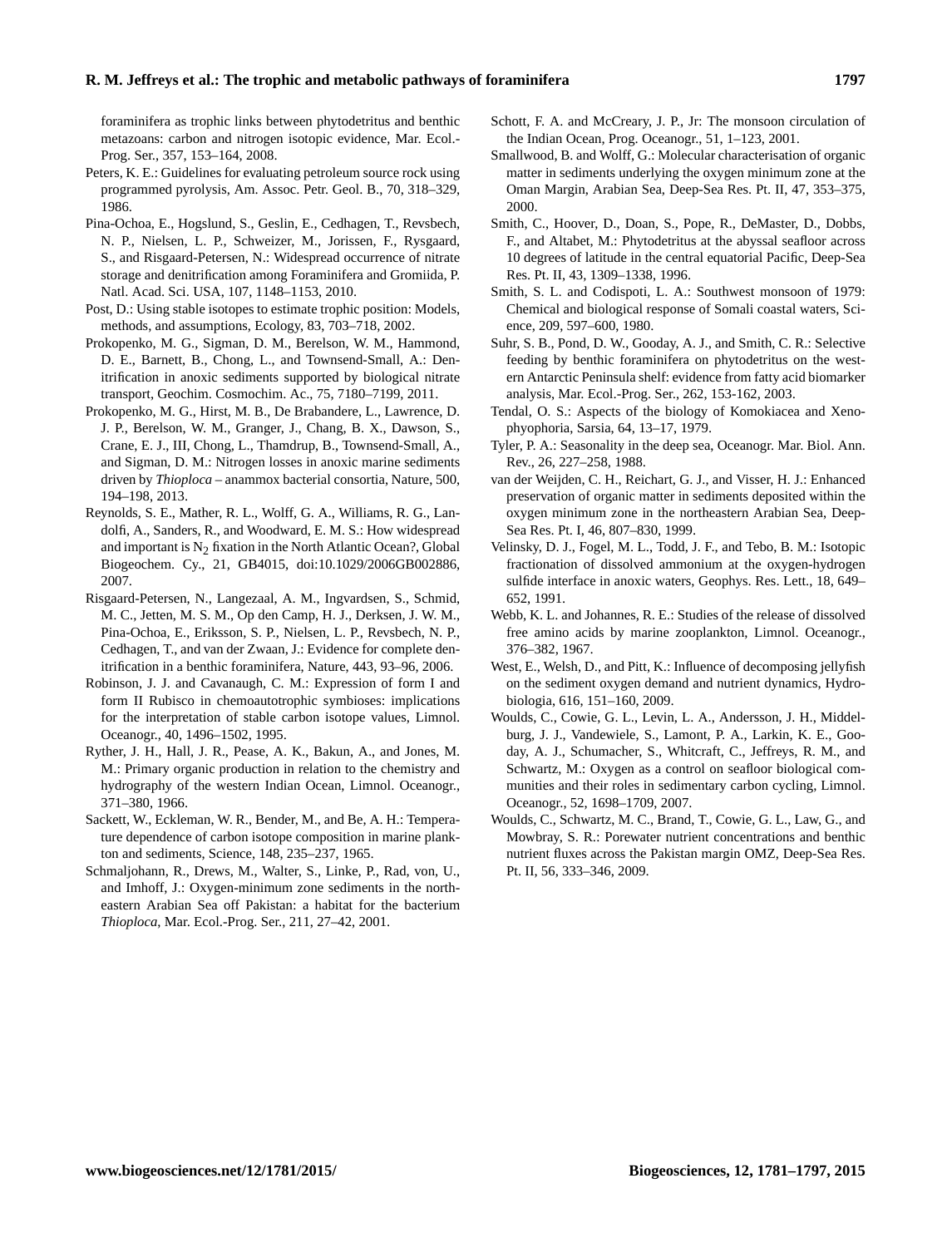foraminifera as trophic links between phytodetritus and benthic metazoans: carbon and nitrogen isotopic evidence, Mar. Ecol.-Prog. Ser., 357, 153–164, 2008.

Peters, K. E.: Guidelines for evaluating petroleum source rock using programmed pyrolysis, Am. Assoc. Petr. Geol. B., 70, 318–329, 1986.

Pina-Ochoa, E., Hogslund, S., Geslin, E., Cedhagen, T., Revsbech, N. P., Nielsen, L. P., Schweizer, M., Jorissen, F., Rysgaard, S., and Risgaard-Petersen, N.: Widespread occurrence of nitrate storage and denitrification among Foraminifera and Gromiida, P. Natl. Acad. Sci. USA, 107, 1148–1153, 2010.

Post, D.: Using stable isotopes to estimate trophic position: Models, methods, and assumptions, Ecology, 83, 703–718, 2002.

Prokopenko, M. G., Sigman, D. M., Berelson, W. M., Hammond, D. E., Barnett, B., Chong, L., and Townsend-Small, A.: Denitrification in anoxic sediments supported by biological nitrate transport, Geochim. Cosmochim. Ac., 75, 7180–7199, 2011.

Prokopenko, M. G., Hirst, M. B., De Brabandere, L., Lawrence, D. J. P., Berelson, W. M., Granger, J., Chang, B. X., Dawson, S., Crane, E. J., III, Chong, L., Thamdrup, B., Townsend-Small, A., and Sigman, D. M.: Nitrogen losses in anoxic marine sediments driven by *Thioploca* – anammox bacterial consortia, Nature, 500, 194–198, 2013.

Reynolds, S. E., Mather, R. L., Wolff, G. A., Williams, R. G., Landolfi, A., Sanders, R., and Woodward, E. M. S.: How widespread and important is $N_2$ fixation in the North Atlantic Ocean?, Global Biogeochem. Cy., 21, GB4015, doi:10.1029/2006GB002886, 2007.

Risgaard-Petersen, N., Langezaal, A. M., Ingvardsen, S., Schmid, M. C., Jetten, M. S. M., Op den Camp, H. J., Derksen, J. W. M., Pina-Ochoa, E., Eriksson, S. P., Nielsen, L. P., Revsbech, N. P., Cedhagen, T., and van der Zwaan, J.: Evidence for complete denitrification in a benthic foraminifera, Nature, 443, 93–96, 2006.

Robinson, J. J. and Cavanaugh, C. M.: Expression of form I and form II Rubisco in chemoautotrophic symbioses: implications for the interpretation of stable carbon isotope values, Limnol. Oceanogr., 40, 1496–1502, 1995.

Ryther, J. H., Hall, J. R., Pease, A. K., Bakun, A., and Jones, M. M.: Primary organic production in relation to the chemistry and hydrography of the western Indian Ocean, Limnol. Oceanogr., 371–380, 1966.

Sackett, W., Eckleman, W. R., Bender, M., and Be, A. H.: Temperature dependence of carbon isotope composition in marine plankton and sediments, Science, 148, 235–237, 1965.

Schmaljohann, R., Drews, M., Walter, S., Linke, P., Rad, von U., and Imhoff, J.: Oxygen-minimum zone sediments in the northeastern Arabian Sea off Pakistan: a habitat for the bacterium *Thioploca*, Mar. Ecol.-Prog. Ser., 211, 27–42, 2001.

Schott, F. A. and McCreary, J. P., Jr: The monsoon circulation of the Indian Ocean, Prog. Oceanogr., 51, 1–123, 2001.

Smallwood, B. and Wolff, G.: Molecular characterisation of organic matter in sediments underlying the oxygen minimum zone at the Oman Margin, Arabian Sea, Deep-Sea Res. Pt. II, 47, 353–375, 2000.

Smith, C., Hoover, D., Doan, S., Pope, R., DeMaster, D., Dobbs, F., and Altabet, M.: Phytodetritus at the abyssal seafloor across 10 degrees of latitude in the central equatorial Pacific, Deep-Sea Res. Pt. II, 43, 1309–1338, 1996.

Smith, S. L. and Codispoti, L. A.: Southwest monsoon of 1979: Chemical and biological response of Somali coastal waters, Science, 209, 597–600, 1980.

Suhr, S. B., Pond, D. W., Gooday, A. J., and Smith, C. R.: Selective feeding by benthic foraminifera on phytodetritus on the western Antarctic Peninsula shelf: evidence from fatty acid biomarker analysis, Mar. Ecol.-Prog. Ser., 262, 153-162, 2003.

Tendal, O. S.: Aspects of the biology of Komokiacea and Xenophyophoria, Sarsia, 64, 13–17, 1979.

Tyler, P. A.: Seasonality in the deep sea, Oceanogr. Mar. Biol. Ann. Rev., 26, 227–258, 1988.

van der Weijden, C. H., Reichart, G. J., and Visser, H. J.: Enhanced preservation of organic matter in sediments deposited within the oxygen minimum zone in the northeastern Arabian Sea, Deep-Sea Res. Pt. I, 46, 807–830, 1999.

Velinsky, D. J., Fogel, M. L., Todd, J. F., and Tebo, B. M.: Isotopic fractionation of dissolved ammonium at the oxygen-hydrogen sulfide interface in anoxic waters, Geophys. Res. Lett., 18, 649–652, 1991.

Webb, K. L. and Johannes, R. E.: Studies of the release of dissolved free amino acids by marine zooplankton, Limnol. Oceanogr., 376–382, 1967.

West, E., Welsh, D., and Pitt, K.: Influence of decomposing jellyfish on the sediment oxygen demand and nutrient dynamics, Hydrobiologia, 616, 151–160, 2009.

Woulds, C., Cowie, G. L., Levin, L. A., Andersson, J. H., Middelburg, J. J., Vandewiele, S., Lamont, P. A., Larkin, K. E., Gooday, A. J., Schumacher, S., Whitcraft, C., Jeffreys, R. M., and Schwartz, M.: Oxygen as a control on seafloor biological communities and their roles in sedimentary carbon cycling, Limnol. Oceanogr., 52, 1698–1709, 2007.

Woulds, C., Schwartz, M. C., Brand, T., Cowie, G. L., Law, G., and Mowbray, S. R.: Porewater nutrient concentrations and benthic nutrient fluxes across the Pakistan margin OMZ, Deep-Sea Res. Pt. II, 56, 333–346, 2009.